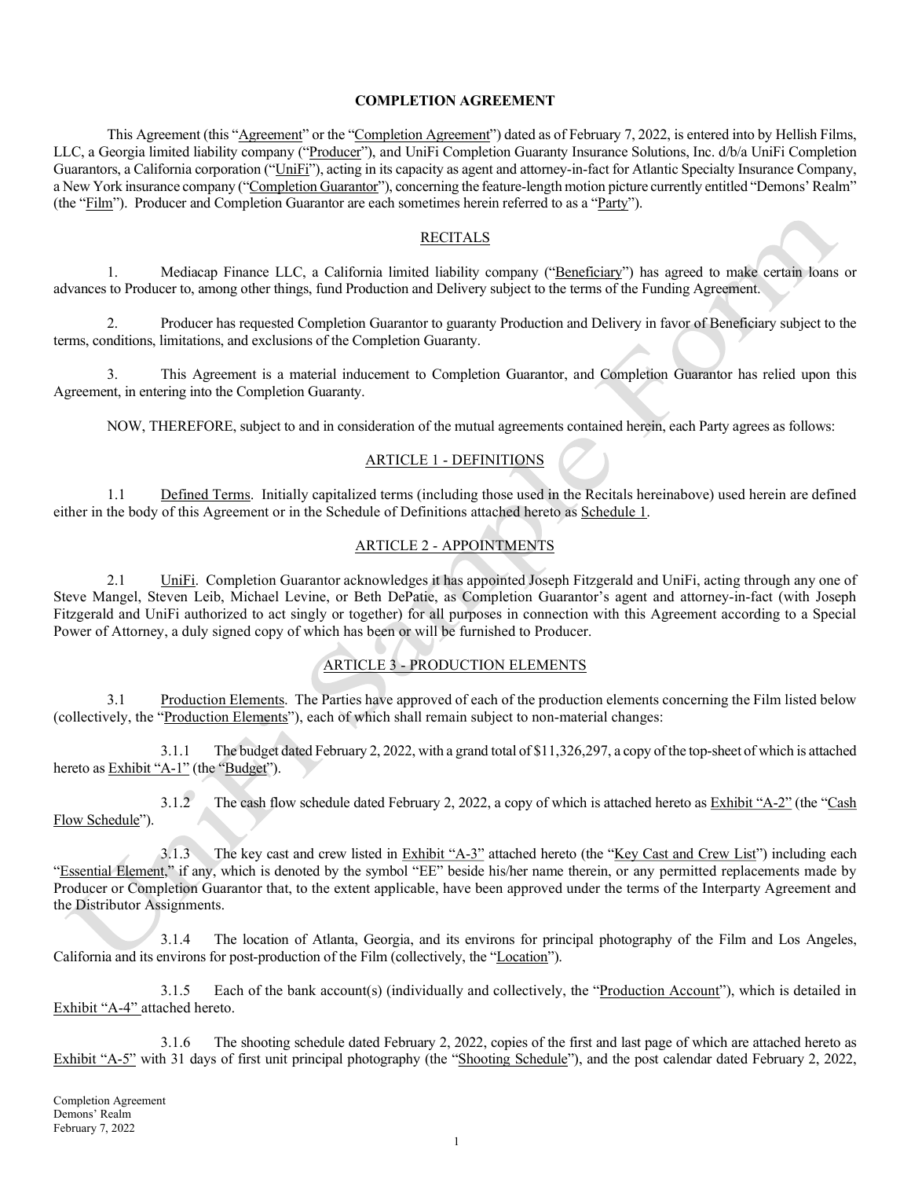# COMPLETION AGREEMENT

This Agreement (this "Agreement" or the "Completion Agreement") dated as of February 7, 2022, is entered into by Hellish Films, LLC, a Georgia limited liability company ("Producer"), and UniFi Completion Guaranty Insurance Solutions, Inc. d/b/a UniFi Completion Guarantors, a California corporation ("UniFi"), acting in its capacity as agent and attorney-in-fact for Atlantic Specialty Insurance Company, a New York insurance company ("Completion Guarantor"), concerning the feature-length motion picture currently entitled "Demons' Realm" (the "Film"). Producer and Completion Guarantor are each sometimes herein referred to as a "Party").

## RECITALS

1. Mediacap Finance LLC, a California limited liability company ("Beneficiary") has agreed to make certain loans or advances to Producer to, among other things, fund Production and Delivery subject to the terms of the Funding Agreement.

2. Producer has requested Completion Guarantor to guaranty Production and Delivery in favor of Beneficiary subject to the terms, conditions, limitations, and exclusions of the Completion Guaranty.

3. This Agreement is a material inducement to Completion Guarantor, and Completion Guarantor has relied upon this Agreement, in entering into the Completion Guaranty.

NOW, THEREFORE, subject to and in consideration of the mutual agreements contained herein, each Party agrees as follows:

## ARTICLE 1 - DEFINITIONS

1.1 Defined Terms. Initially capitalized terms (including those used in the Recitals hereinabove) used herein are defined either in the body of this Agreement or in the Schedule of Definitions attached hereto as Schedule 1.

## ARTICLE 2 - APPOINTMENTS

2.1 UniFi. Completion Guarantor acknowledges it has appointed Joseph Fitzgerald and UniFi, acting through any one of Steve Mangel, Steven Leib, Michael Levine, or Beth DePatie, as Completion Guarantor's agent and attorney-in-fact (with Joseph Fitzgerald and UniFi authorized to act singly or together) for all purposes in connection with this Agreement according to a Special Power of Attorney, a duly signed copy of which has been or will be furnished to Producer.

## ARTICLE 3 - PRODUCTION ELEMENTS

3.1 Production Elements. The Parties have approved of each of the production elements concerning the Film listed below (collectively, the "Production Elements"), each of which shall remain subject to non-material changes:

3.1.1 The budget dated February 2, 2022, with a grand total of $11,326,297, a copy of the top-sheet of which is attached hereto as Exhibit "A-1" (the "Budget").

3.1.2 The cash flow schedule dated February 2, 2022, a copy of which is attached hereto as Exhibit "A-2" (the "Cash Flow Schedule").

3.1.3 The key cast and crew listed in Exhibit "A-3" attached hereto (the "Key Cast and Crew List") including each "Essential Element," if any, which is denoted by the symbol "EE" beside his/her name therein, or any permitted replacements made by Producer or Completion Guarantor that, to the extent applicable, have been approved under the terms of the Interparty Agreement and the Distributor Assignments.

3.1.4 The location of Atlanta, Georgia, and its environs for principal photography of the Film and Los Angeles, California and its environs for post-production of the Film (collectively, the "Location").

3.1.5 Each of the bank account(s) (individually and collectively, the "Production Account"), which is detailed in Exhibit "A-4" attached hereto.

3.1.6 The shooting schedule dated February 2, 2022, copies of the first and last page of which are attached hereto as Exhibit "A-5" with 31 days of first unit principal photography (the "Shooting Schedule"), and the post calendar dated February 2, 2022,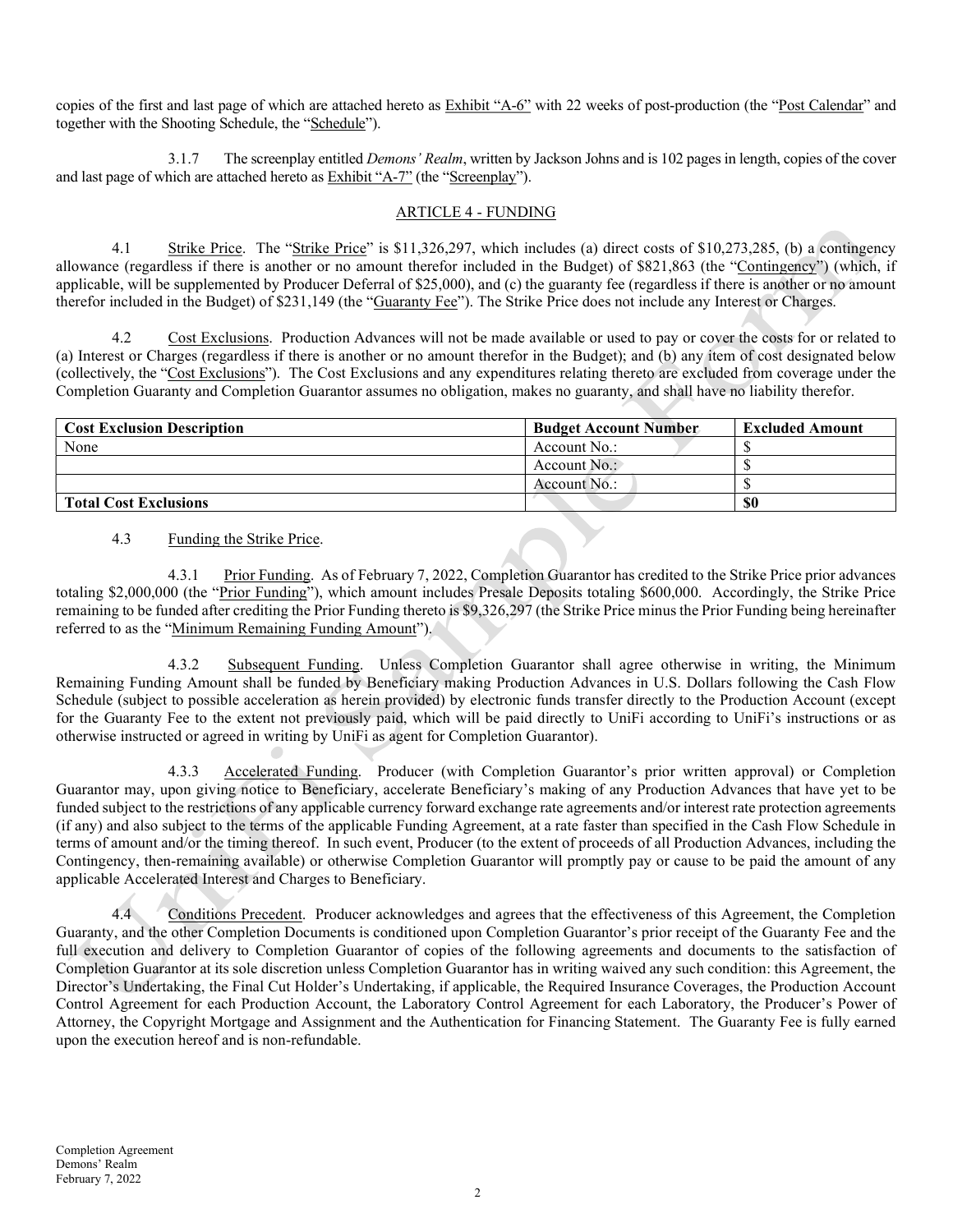copies of the first and last page of which are attached hereto as Exhibit "A-6" with 22 weeks of post-production (the "Post Calendar" and together with the Shooting Schedule, the "Schedule").

3.1.7 The screenplay entitled *Demons' Realm*, written by Jackson Johns and is 102 pages in length, copies of the cover and last page of which are attached hereto as Exhibit "A-7" (the "Screenplay").

## ARTICLE 4 - FUNDING

4.1 Strike Price. The "Strike Price" is $11,326,297, which includes (a) direct costs of $10,273,285, (b) a contingency allowance (regardless if there is another or no amount therefor included in the Budget) of $821,863 (the "Contingency") (which, if applicable, will be supplemented by Producer Deferral of $25,000), and (c) the guaranty fee (regardless if there is another or no amount therefor included in the Budget) of $231,149 (the "Guaranty Fee"). The Strike Price does not include any Interest or Charges.

4.2 Cost Exclusions. Production Advances will not be made available or used to pay or cover the costs for or related to (a) Interest or Charges (regardless if there is another or no amount therefor in the Budget); and (b) any item of cost designated below (collectively, the "Cost Exclusions"). The Cost Exclusions and any expenditures relating thereto are excluded from coverage under the Completion Guaranty and Completion Guarantor assumes no obligation, makes no guaranty, and shall have no liability therefor.

| Cost Exclusion Description | Budget Account Number | Excluded Amount |
|---|---|---|
| None | Account No.: | $ |
| | Account No.: | $ |
| | Account No.: | $ |
| **Total Cost Exclusions** | | **$0** |

4.3 Funding the Strike Price.

4.3.1 Prior Funding. As of February 7, 2022, Completion Guarantor has credited to the Strike Price prior advances totaling $2,000,000 (the "Prior Funding"), which amount includes Presale Deposits totaling $600,000. Accordingly, the Strike Price remaining to be funded after crediting the Prior Funding thereto is $9,326,297 (the Strike Price minus the Prior Funding being hereinafter referred to as the "Minimum Remaining Funding Amount").

4.3.2 Subsequent Funding. Unless Completion Guarantor shall agree otherwise in writing, the Minimum Remaining Funding Amount shall be funded by Beneficiary making Production Advances in U.S. Dollars following the Cash Flow Schedule (subject to possible acceleration as herein provided) by electronic funds transfer directly to the Production Account (except for the Guaranty Fee to the extent not previously paid, which will be paid directly to UniFi according to UniFi's instructions or as otherwise instructed or agreed in writing by UniFi as agent for Completion Guarantor).

4.3.3 Accelerated Funding. Producer (with Completion Guarantor's prior written approval) or Completion Guarantor may, upon giving notice to Beneficiary, accelerate Beneficiary's making of any Production Advances that have yet to be funded subject to the restrictions of any applicable currency forward exchange rate agreements and/or interest rate protection agreements (if any) and also subject to the terms of the applicable Funding Agreement, at a rate faster than specified in the Cash Flow Schedule in terms of amount and/or the timing thereof. In such event, Producer (to the extent of proceeds of all Production Advances, including the Contingency, then-remaining available) or otherwise Completion Guarantor will promptly pay or cause to be paid the amount of any applicable Accelerated Interest and Charges to Beneficiary.

4.4 Conditions Precedent. Producer acknowledges and agrees that the effectiveness of this Agreement, the Completion Guaranty, and the other Completion Documents is conditioned upon Completion Guarantor's prior receipt of the Guaranty Fee and the full execution and delivery to Completion Guarantor of copies of the following agreements and documents to the satisfaction of Completion Guarantor at its sole discretion unless Completion Guarantor has in writing waived any such condition: this Agreement, the Director's Undertaking, the Final Cut Holder's Undertaking, if applicable, the Required Insurance Coverages, the Production Account Control Agreement for each Production Account, the Laboratory Control Agreement for each Laboratory, the Producer's Power of Attorney, the Copyright Mortgage and Assignment and the Authentication for Financing Statement. The Guaranty Fee is fully earned upon the execution hereof and is non-refundable.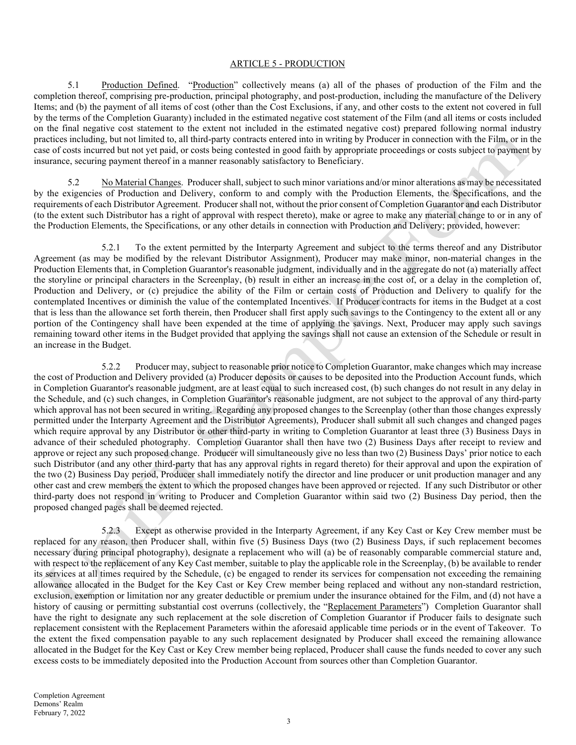## ARTICLE 5 - PRODUCTION

5.1 Production Defined. "Production" collectively means (a) all of the phases of production of the Film and the completion thereof, comprising pre-production, principal photography, and post-production, including the manufacture of the Delivery Items; and (b) the payment of all items of cost (other than the Cost Exclusions, if any, and other costs to the extent not covered in full by the terms of the Completion Guaranty) included in the estimated negative cost statement of the Film (and all items or costs included on the final negative cost statement to the extent not included in the estimated negative cost) prepared following normal industry practices including, but not limited to, all third-party contracts entered into in writing by Producer in connection with the Film, or in the case of costs incurred but not yet paid, or costs being contested in good faith by appropriate proceedings or costs subject to payment by insurance, securing payment thereof in a manner reasonably satisfactory to Beneficiary.

5.2 No Material Changes. Producer shall, subject to such minor variations and/or minor alterations as may be necessitated by the exigencies of Production and Delivery, conform to and comply with the Production Elements, the Specifications, and the requirements of each Distributor Agreement. Producer shall not, without the prior consent of Completion Guarantor and each Distributor (to the extent such Distributor has a right of approval with respect thereto), make or agree to make any material change to or in any of the Production Elements, the Specifications, or any other details in connection with Production and Delivery; provided, however:

5.2.1 To the extent permitted by the Interparty Agreement and subject to the terms thereof and any Distributor Agreement (as may be modified by the relevant Distributor Assignment), Producer may make minor, non-material changes in the Production Elements that, in Completion Guarantor's reasonable judgment, individually and in the aggregate do not (a) materially affect the storyline or principal characters in the Screenplay, (b) result in either an increase in the cost of, or a delay in the completion of, Production and Delivery, or (c) prejudice the ability of the Film or certain costs of Production and Delivery to qualify for the contemplated Incentives or diminish the value of the contemplated Incentives. If Producer contracts for items in the Budget at a cost that is less than the allowance set forth therein, then Producer shall first apply such savings to the Contingency to the extent all or any portion of the Contingency shall have been expended at the time of applying the savings. Next, Producer may apply such savings remaining toward other items in the Budget provided that applying the savings shall not cause an extension of the Schedule or result in an increase in the Budget.

5.2.2 Producer may, subject to reasonable prior notice to Completion Guarantor, make changes which may increase the cost of Production and Delivery provided (a) Producer deposits or causes to be deposited into the Production Account funds, which in Completion Guarantor's reasonable judgment, are at least equal to such increased cost, (b) such changes do not result in any delay in the Schedule, and (c) such changes, in Completion Guarantor's reasonable judgment, are not subject to the approval of any third-party which approval has not been secured in writing. Regarding any proposed changes to the Screenplay (other than those changes expressly permitted under the Interparty Agreement and the Distributor Agreements), Producer shall submit all such changes and changed pages which require approval by any Distributor or other third-party in writing to Completion Guarantor at least three (3) Business Days in advance of their scheduled photography. Completion Guarantor shall then have two (2) Business Days after receipt to review and approve or reject any such proposed change. Producer will simultaneously give no less than two (2) Business Days' prior notice to each such Distributor (and any other third-party that has any approval rights in regard thereto) for their approval and upon the expiration of the two (2) Business Day period, Producer shall immediately notify the director and line producer or unit production manager and any other cast and crew members the extent to which the proposed changes have been approved or rejected. If any such Distributor or other third-party does not respond in writing to Producer and Completion Guarantor within said two (2) Business Day period, then the proposed changed pages shall be deemed rejected.

5.2.3 Except as otherwise provided in the Interparty Agreement, if any Key Cast or Key Crew member must be replaced for any reason, then Producer shall, within five (5) Business Days (two (2) Business Days, if such replacement becomes necessary during principal photography), designate a replacement who will (a) be of reasonably comparable commercial stature and, with respect to the replacement of any Key Cast member, suitable to play the applicable role in the Screenplay, (b) be available to render its services at all times required by the Schedule, (c) be engaged to render its services for compensation not exceeding the remaining allowance allocated in the Budget for the Key Cast or Key Crew member being replaced and without any non-standard restriction, exclusion, exemption or limitation nor any greater deductible or premium under the insurance obtained for the Film, and (d) not have a history of causing or permitting substantial cost overruns (collectively, the "Replacement Parameters") Completion Guarantor shall have the right to designate any such replacement at the sole discretion of Completion Guarantor if Producer fails to designate such replacement consistent with the Replacement Parameters within the aforesaid applicable time periods or in the event of Takeover. To the extent the fixed compensation payable to any such replacement designated by Producer shall exceed the remaining allowance allocated in the Budget for the Key Cast or Key Crew member being replaced, Producer shall cause the funds needed to cover any such excess costs to be immediately deposited into the Production Account from sources other than Completion Guarantor.

Completion Agreement
Demons' Realm
February 7, 2022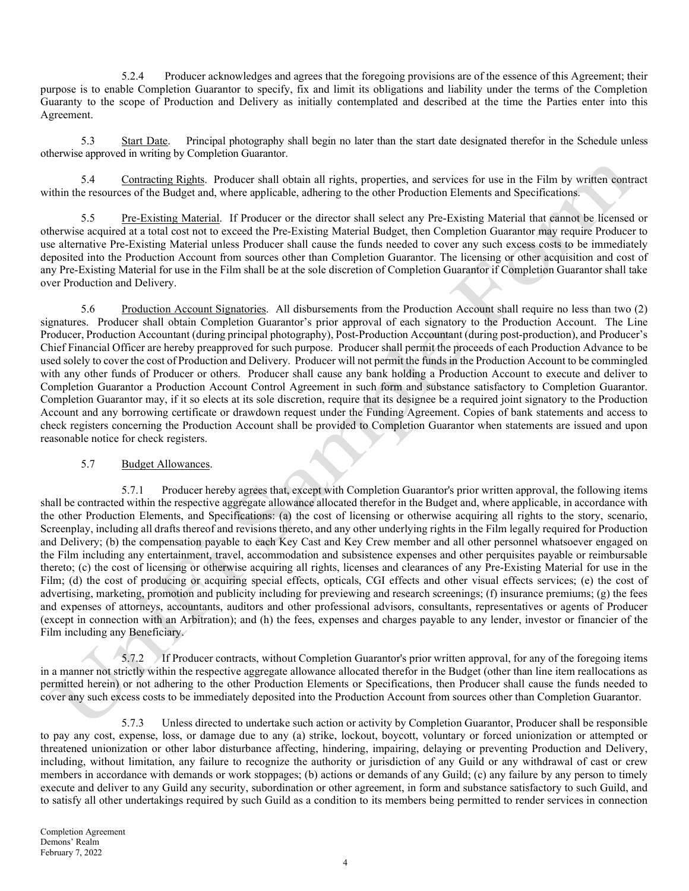5.2.4 Producer acknowledges and agrees that the foregoing provisions are of the essence of this Agreement; their purpose is to enable Completion Guarantor to specify, fix and limit its obligations and liability under the terms of the Completion Guaranty to the scope of Production and Delivery as initially contemplated and described at the time the Parties enter into this Agreement.

5.3 Start Date. Principal photography shall begin no later than the start date designated therefor in the Schedule unless otherwise approved in writing by Completion Guarantor.

5.4 Contracting Rights. Producer shall obtain all rights, properties, and services for use in the Film by written contract within the resources of the Budget and, where applicable, adhering to the other Production Elements and Specifications.

5.5 Pre-Existing Material. If Producer or the director shall select any Pre-Existing Material that cannot be licensed or otherwise acquired at a total cost not to exceed the Pre-Existing Material Budget, then Completion Guarantor may require Producer to use alternative Pre-Existing Material unless Producer shall cause the funds needed to cover any such excess costs to be immediately deposited into the Production Account from sources other than Completion Guarantor. The licensing or other acquisition and cost of any Pre-Existing Material for use in the Film shall be at the sole discretion of Completion Guarantor if Completion Guarantor shall take over Production and Delivery.

5.6 Production Account Signatories. All disbursements from the Production Account shall require no less than two (2) signatures. Producer shall obtain Completion Guarantor's prior approval of each signatory to the Production Account. The Line Producer, Production Accountant (during principal photography), Post-Production Accountant (during post-production), and Producer's Chief Financial Officer are hereby preapproved for such purpose. Producer shall permit the proceeds of each Production Advance to be used solely to cover the cost of Production and Delivery. Producer will not permit the funds in the Production Account to be commingled with any other funds of Producer or others. Producer shall cause any bank holding a Production Account to execute and deliver to Completion Guarantor a Production Account Control Agreement in such form and substance satisfactory to Completion Guarantor. Completion Guarantor may, if it so elects at its sole discretion, require that its designee be a required joint signatory to the Production Account and any borrowing certificate or drawdown request under the Funding Agreement. Copies of bank statements and access to check registers concerning the Production Account shall be provided to Completion Guarantor when statements are issued and upon reasonable notice for check registers.

5.7 Budget Allowances.

5.7.1 Producer hereby agrees that, except with Completion Guarantor's prior written approval, the following items shall be contracted within the respective aggregate allowance allocated therefor in the Budget and, where applicable, in accordance with the other Production Elements, and Specifications: (a) the cost of licensing or otherwise acquiring all rights to the story, scenario, Screenplay, including all drafts thereof and revisions thereto, and any other underlying rights in the Film legally required for Production and Delivery; (b) the compensation payable to each Key Cast and Key Crew member and all other personnel whatsoever engaged on the Film including any entertainment, travel, accommodation and subsistence expenses and other perquisites payable or reimbursable thereto; (c) the cost of licensing or otherwise acquiring all rights, licenses and clearances of any Pre-Existing Material for use in the Film; (d) the cost of producing or acquiring special effects, opticals, CGI effects and other visual effects services; (e) the cost of advertising, marketing, promotion and publicity including for previewing and research screenings; (f) insurance premiums; (g) the fees and expenses of attorneys, accountants, auditors and other professional advisors, consultants, representatives or agents of Producer (except in connection with an Arbitration); and (h) the fees, expenses and charges payable to any lender, investor or financier of the Film including any Beneficiary.

5.7.2 If Producer contracts, without Completion Guarantor's prior written approval, for any of the foregoing items in a manner not strictly within the respective aggregate allowance allocated therefor in the Budget (other than line item reallocations as permitted herein) or not adhering to the other Production Elements or Specifications, then Producer shall cause the funds needed to cover any such excess costs to be immediately deposited into the Production Account from sources other than Completion Guarantor.

5.7.3 Unless directed to undertake such action or activity by Completion Guarantor, Producer shall be responsible to pay any cost, expense, loss, or damage due to any (a) strike, lockout, boycott, voluntary or forced unionization or attempted or threatened unionization or other labor disturbance affecting, hindering, impairing, delaying or preventing Production and Delivery, including, without limitation, any failure to recognize the authority or jurisdiction of any Guild or any withdrawal of cast or crew members in accordance with demands or work stoppages; (b) actions or demands of any Guild; (c) any failure by any person to timely execute and deliver to any Guild any security, subordination or other agreement, in form and substance satisfactory to such Guild, and to satisfy all other undertakings required by such Guild as a condition to its members being permitted to render services in connection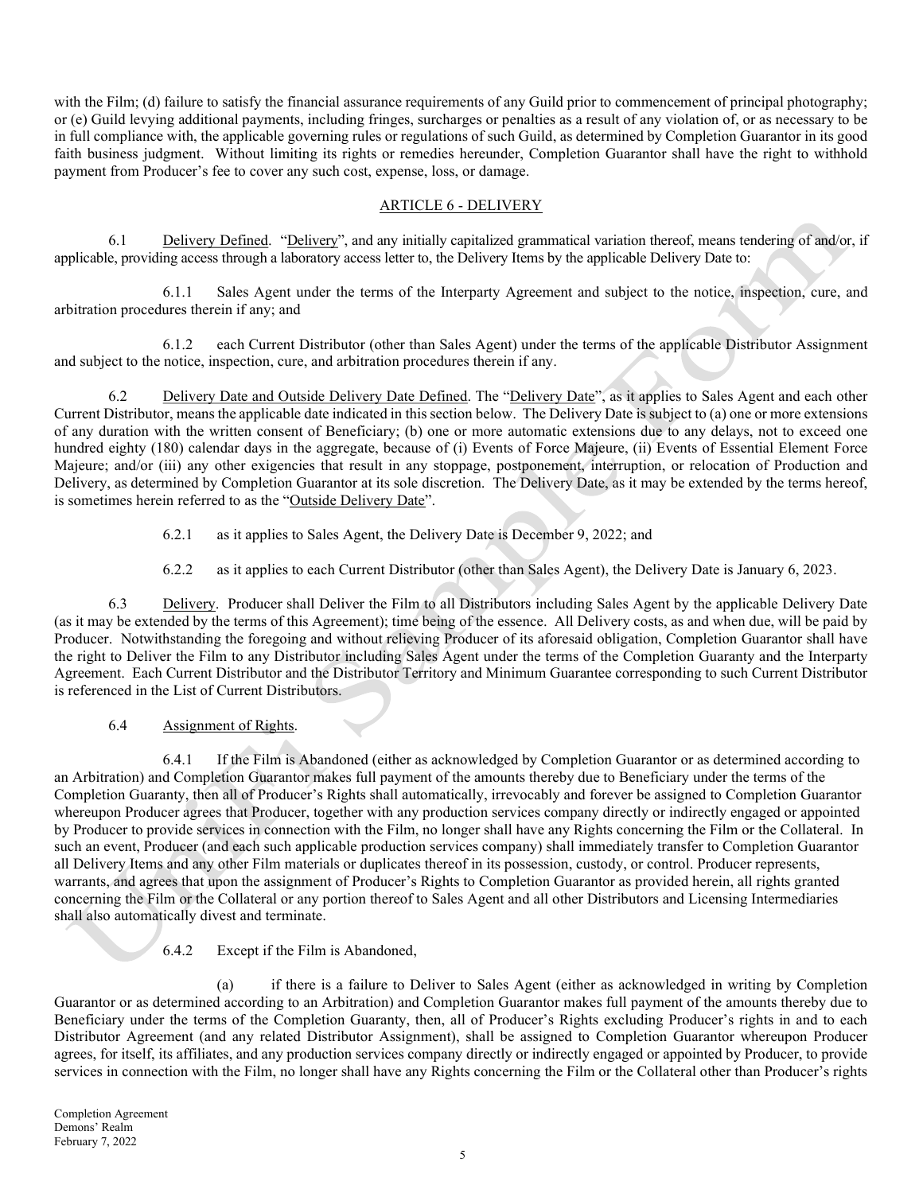with the Film; (d) failure to satisfy the financial assurance requirements of any Guild prior to commencement of principal photography; or (e) Guild levying additional payments, including fringes, surcharges or penalties as a result of any violation of, or as necessary to be in full compliance with, the applicable governing rules or regulations of such Guild, as determined by Completion Guarantor in its good faith business judgment. Without limiting its rights or remedies hereunder, Completion Guarantor shall have the right to withhold payment from Producer's fee to cover any such cost, expense, loss, or damage.

## ARTICLE 6 - DELIVERY

6.1 Delivery Defined. "Delivery", and any initially capitalized grammatical variation thereof, means tendering of and/or, if applicable, providing access through a laboratory access letter to, the Delivery Items by the applicable Delivery Date to:

6.1.1 Sales Agent under the terms of the Interparty Agreement and subject to the notice, inspection, cure, and arbitration procedures therein if any; and

6.1.2 each Current Distributor (other than Sales Agent) under the terms of the applicable Distributor Assignment and subject to the notice, inspection, cure, and arbitration procedures therein if any.

6.2 Delivery Date and Outside Delivery Date Defined. The "Delivery Date", as it applies to Sales Agent and each other Current Distributor, means the applicable date indicated in this section below. The Delivery Date is subject to (a) one or more extensions of any duration with the written consent of Beneficiary; (b) one or more automatic extensions due to any delays, not to exceed one hundred eighty (180) calendar days in the aggregate, because of (i) Events of Force Majeure, (ii) Events of Essential Element Force Majeure; and/or (iii) any other exigencies that result in any stoppage, postponement, interruption, or relocation of Production and Delivery, as determined by Completion Guarantor at its sole discretion. The Delivery Date, as it may be extended by the terms hereof, is sometimes herein referred to as the "Outside Delivery Date".

6.2.1 as it applies to Sales Agent, the Delivery Date is December 9, 2022; and

6.2.2 as it applies to each Current Distributor (other than Sales Agent), the Delivery Date is January 6, 2023.

6.3 Delivery. Producer shall Deliver the Film to all Distributors including Sales Agent by the applicable Delivery Date (as it may be extended by the terms of this Agreement); time being of the essence. All Delivery costs, as and when due, will be paid by Producer. Notwithstanding the foregoing and without relieving Producer of its aforesaid obligation, Completion Guarantor shall have the right to Deliver the Film to any Distributor including Sales Agent under the terms of the Completion Guaranty and the Interparty Agreement. Each Current Distributor and the Distributor Territory and Minimum Guarantee corresponding to such Current Distributor is referenced in the List of Current Distributors.

6.4 Assignment of Rights.

6.4.1 If the Film is Abandoned (either as acknowledged by Completion Guarantor or as determined according to an Arbitration) and Completion Guarantor makes full payment of the amounts thereby due to Beneficiary under the terms of the Completion Guaranty, then all of Producer's Rights shall automatically, irrevocably and forever be assigned to Completion Guarantor whereupon Producer agrees that Producer, together with any production services company directly or indirectly engaged or appointed by Producer to provide services in connection with the Film, no longer shall have any Rights concerning the Film or the Collateral. In such an event, Producer (and each such applicable production services company) shall immediately transfer to Completion Guarantor all Delivery Items and any other Film materials or duplicates thereof in its possession, custody, or control. Producer represents, warrants, and agrees that upon the assignment of Producer's Rights to Completion Guarantor as provided herein, all rights granted concerning the Film or the Collateral or any portion thereof to Sales Agent and all other Distributors and Licensing Intermediaries shall also automatically divest and terminate.

6.4.2 Except if the Film is Abandoned,

(a) if there is a failure to Deliver to Sales Agent (either as acknowledged in writing by Completion Guarantor or as determined according to an Arbitration) and Completion Guarantor makes full payment of the amounts thereby due to Beneficiary under the terms of the Completion Guaranty, then, all of Producer's Rights excluding Producer's rights in and to each Distributor Agreement (and any related Distributor Assignment), shall be assigned to Completion Guarantor whereupon Producer agrees, for itself, its affiliates, and any production services company directly or indirectly engaged or appointed by Producer, to provide services in connection with the Film, no longer shall have any Rights concerning the Film or the Collateral other than Producer's rights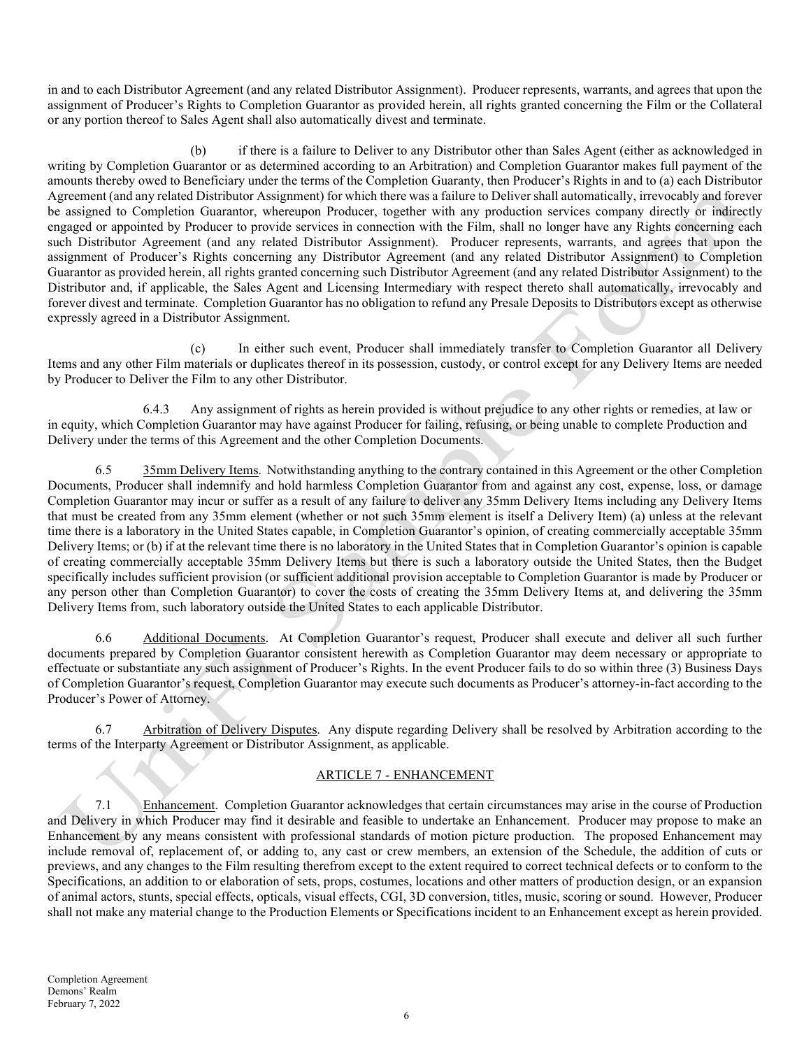in and to each Distributor Agreement (and any related Distributor Assignment). Producer represents, warrants, and agrees that upon the assignment of Producer's Rights to Completion Guarantor as provided herein, all rights granted concerning the Film or the Collateral or any portion thereof to Sales Agent shall also automatically divest and terminate.

(b) if there is a failure to Deliver to any Distributor other than Sales Agent (either as acknowledged in writing by Completion Guarantor or as determined according to an Arbitration) and Completion Guarantor makes full payment of the amounts thereby owed to Beneficiary under the terms of the Completion Guaranty, then Producer's Rights in and to (a) each Distributor Agreement (and any related Distributor Assignment) for which there was a failure to Deliver shall automatically, irrevocably and forever be assigned to Completion Guarantor, whereupon Producer, together with any production services company directly or indirectly engaged or appointed by Producer to provide services in connection with the Film, shall no longer have any Rights concerning each such Distributor Agreement (and any related Distributor Assignment). Producer represents, warrants, and agrees that upon the assignment of Producer's Rights concerning any Distributor Agreement (and any related Distributor Assignment) to Completion Guarantor as provided herein, all rights granted concerning such Distributor Agreement (and any related Distributor Assignment) to the Distributor and, if applicable, the Sales Agent and Licensing Intermediary with respect thereto shall automatically, irrevocably and forever divest and terminate. Completion Guarantor has no obligation to refund any Presale Deposits to Distributors except as otherwise expressly agreed in a Distributor Assignment.

(c) In either such event, Producer shall immediately transfer to Completion Guarantor all Delivery Items and any other Film materials or duplicates thereof in its possession, custody, or control except for any Delivery Items are needed by Producer to Deliver the Film to any other Distributor.

6.4.3 Any assignment of rights as herein provided is without prejudice to any other rights or remedies, at law or in equity, which Completion Guarantor may have against Producer for failing, refusing, or being unable to complete Production and Delivery under the terms of this Agreement and the other Completion Documents.

6.5 35mm Delivery Items. Notwithstanding anything to the contrary contained in this Agreement or the other Completion Documents, Producer shall indemnify and hold harmless Completion Guarantor from and against any cost, expense, loss, or damage Completion Guarantor may incur or suffer as a result of any failure to deliver any 35mm Delivery Items including any Delivery Items that must be created from any 35mm element (whether or not such 35mm element is itself a Delivery Item) (a) unless at the relevant time there is a laboratory in the United States capable, in Completion Guarantor's opinion, of creating commercially acceptable 35mm Delivery Items; or (b) if at the relevant time there is no laboratory in the United States that in Completion Guarantor's opinion is capable of creating commercially acceptable 35mm Delivery Items but there is such a laboratory outside the United States, then the Budget specifically includes sufficient provision (or sufficient additional provision acceptable to Completion Guarantor is made by Producer or any person other than Completion Guarantor) to cover the costs of creating the 35mm Delivery Items at, and delivering the 35mm Delivery Items from, such laboratory outside the United States to each applicable Distributor.

6.6 Additional Documents. At Completion Guarantor's request, Producer shall execute and deliver all such further documents prepared by Completion Guarantor consistent herewith as Completion Guarantor may deem necessary or appropriate to effectuate or substantiate any such assignment of Producer's Rights. In the event Producer fails to do so within three (3) Business Days of Completion Guarantor's request, Completion Guarantor may execute such documents as Producer's attorney-in-fact according to the Producer's Power of Attorney.

6.7 Arbitration of Delivery Disputes. Any dispute regarding Delivery shall be resolved by Arbitration according to the terms of the Interparty Agreement or Distributor Assignment, as applicable.

## ARTICLE 7 - ENHANCEMENT

7.1 Enhancement. Completion Guarantor acknowledges that certain circumstances may arise in the course of Production and Delivery in which Producer may find it desirable and feasible to undertake an Enhancement. Producer may propose to make an Enhancement by any means consistent with professional standards of motion picture production. The proposed Enhancement may include removal of, replacement of, or adding to, any cast or crew members, an extension of the Schedule, the addition of cuts or previews, and any changes to the Film resulting therefrom except to the extent required to correct technical defects or to conform to the Specifications, an addition to or elaboration of sets, props, costumes, locations and other matters of production design, or an expansion of animal actors, stunts, special effects, opticals, visual effects, CGI, 3D conversion, titles, music, scoring or sound. However, Producer shall not make any material change to the Production Elements or Specifications incident to an Enhancement except as herein provided.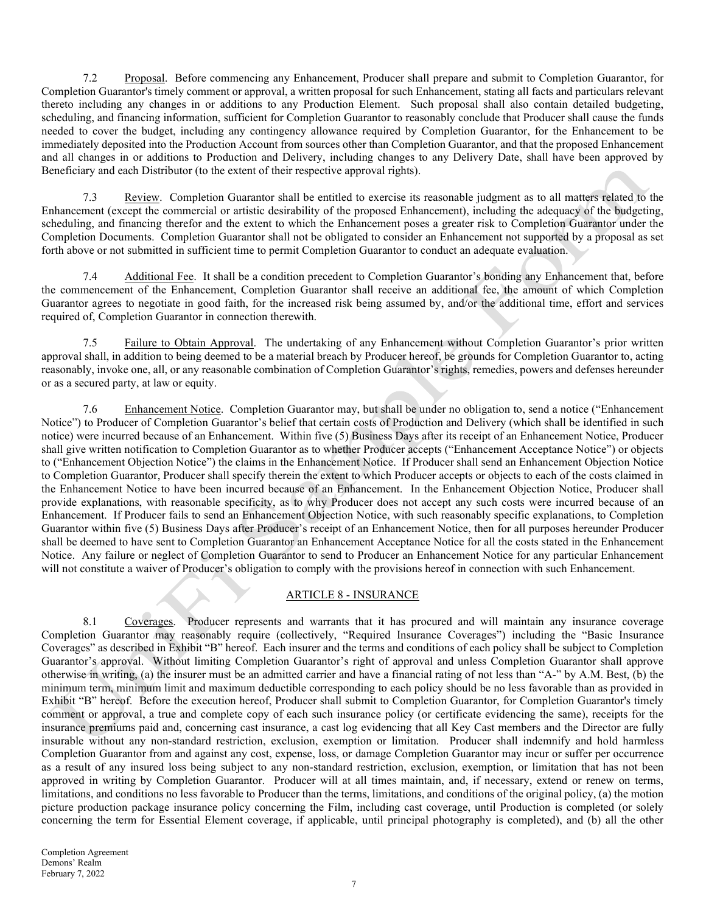7.2 Proposal. Before commencing any Enhancement, Producer shall prepare and submit to Completion Guarantor, for Completion Guarantor's timely comment or approval, a written proposal for such Enhancement, stating all facts and particulars relevant thereto including any changes in or additions to any Production Element. Such proposal shall also contain detailed budgeting, scheduling, and financing information, sufficient for Completion Guarantor to reasonably conclude that Producer shall cause the funds needed to cover the budget, including any contingency allowance required by Completion Guarantor, for the Enhancement to be immediately deposited into the Production Account from sources other than Completion Guarantor, and that the proposed Enhancement and all changes in or additions to Production and Delivery, including changes to any Delivery Date, shall have been approved by Beneficiary and each Distributor (to the extent of their respective approval rights).

7.3 Review. Completion Guarantor shall be entitled to exercise its reasonable judgment as to all matters related to the Enhancement (except the commercial or artistic desirability of the proposed Enhancement), including the adequacy of the budgeting, scheduling, and financing therefor and the extent to which the Enhancement poses a greater risk to Completion Guarantor under the Completion Documents. Completion Guarantor shall not be obligated to consider an Enhancement not supported by a proposal as set forth above or not submitted in sufficient time to permit Completion Guarantor to conduct an adequate evaluation.

7.4 Additional Fee. It shall be a condition precedent to Completion Guarantor's bonding any Enhancement that, before the commencement of the Enhancement, Completion Guarantor shall receive an additional fee, the amount of which Completion Guarantor agrees to negotiate in good faith, for the increased risk being assumed by, and/or the additional time, effort and services required of, Completion Guarantor in connection therewith.

7.5 Failure to Obtain Approval. The undertaking of any Enhancement without Completion Guarantor's prior written approval shall, in addition to being deemed to be a material breach by Producer hereof, be grounds for Completion Guarantor to, acting reasonably, invoke one, all, or any reasonable combination of Completion Guarantor's rights, remedies, powers and defenses hereunder or as a secured party, at law or equity.

7.6 Enhancement Notice. Completion Guarantor may, but shall be under no obligation to, send a notice ("Enhancement Notice") to Producer of Completion Guarantor's belief that certain costs of Production and Delivery (which shall be identified in such notice) were incurred because of an Enhancement. Within five (5) Business Days after its receipt of an Enhancement Notice, Producer shall give written notification to Completion Guarantor as to whether Producer accepts ("Enhancement Acceptance Notice") or objects to ("Enhancement Objection Notice") the claims in the Enhancement Notice. If Producer shall send an Enhancement Objection Notice to Completion Guarantor, Producer shall specify therein the extent to which Producer accepts or objects to each of the costs claimed in the Enhancement Notice to have been incurred because of an Enhancement. In the Enhancement Objection Notice, Producer shall provide explanations, with reasonable specificity, as to why Producer does not accept any such costs were incurred because of an Enhancement. If Producer fails to send an Enhancement Objection Notice, with such reasonably specific explanations, to Completion Guarantor within five (5) Business Days after Producer's receipt of an Enhancement Notice, then for all purposes hereunder Producer shall be deemed to have sent to Completion Guarantor an Enhancement Acceptance Notice for all the costs stated in the Enhancement Notice. Any failure or neglect of Completion Guarantor to send to Producer an Enhancement Notice for any particular Enhancement will not constitute a waiver of Producer's obligation to comply with the provisions hereof in connection with such Enhancement.

## ARTICLE 8 - INSURANCE

8.1 Coverages. Producer represents and warrants that it has procured and will maintain any insurance coverage Completion Guarantor may reasonably require (collectively, "Required Insurance Coverages") including the "Basic Insurance Coverages" as described in Exhibit "B" hereof. Each insurer and the terms and conditions of each policy shall be subject to Completion Guarantor's approval. Without limiting Completion Guarantor's right of approval and unless Completion Guarantor shall approve otherwise in writing, (a) the insurer must be an admitted carrier and have a financial rating of not less than "A-" by A.M. Best, (b) the minimum term, minimum limit and maximum deductible corresponding to each policy should be no less favorable than as provided in Exhibit "B" hereof. Before the execution hereof, Producer shall submit to Completion Guarantor, for Completion Guarantor's timely comment or approval, a true and complete copy of each such insurance policy (or certificate evidencing the same), receipts for the insurance premiums paid and, concerning cast insurance, a cast log evidencing that all Key Cast members and the Director are fully insurable without any non-standard restriction, exclusion, exemption or limitation. Producer shall indemnify and hold harmless Completion Guarantor from and against any cost, expense, loss, or damage Completion Guarantor may incur or suffer per occurrence as a result of any insured loss being subject to any non-standard restriction, exclusion, exemption, or limitation that has not been approved in writing by Completion Guarantor. Producer will at all times maintain, and, if necessary, extend or renew on terms, limitations, and conditions no less favorable to Producer than the terms, limitations, and conditions of the original policy, (a) the motion picture production package insurance policy concerning the Film, including cast coverage, until Production is completed (or solely concerning the term for Essential Element coverage, if applicable, until principal photography is completed), and (b) all the other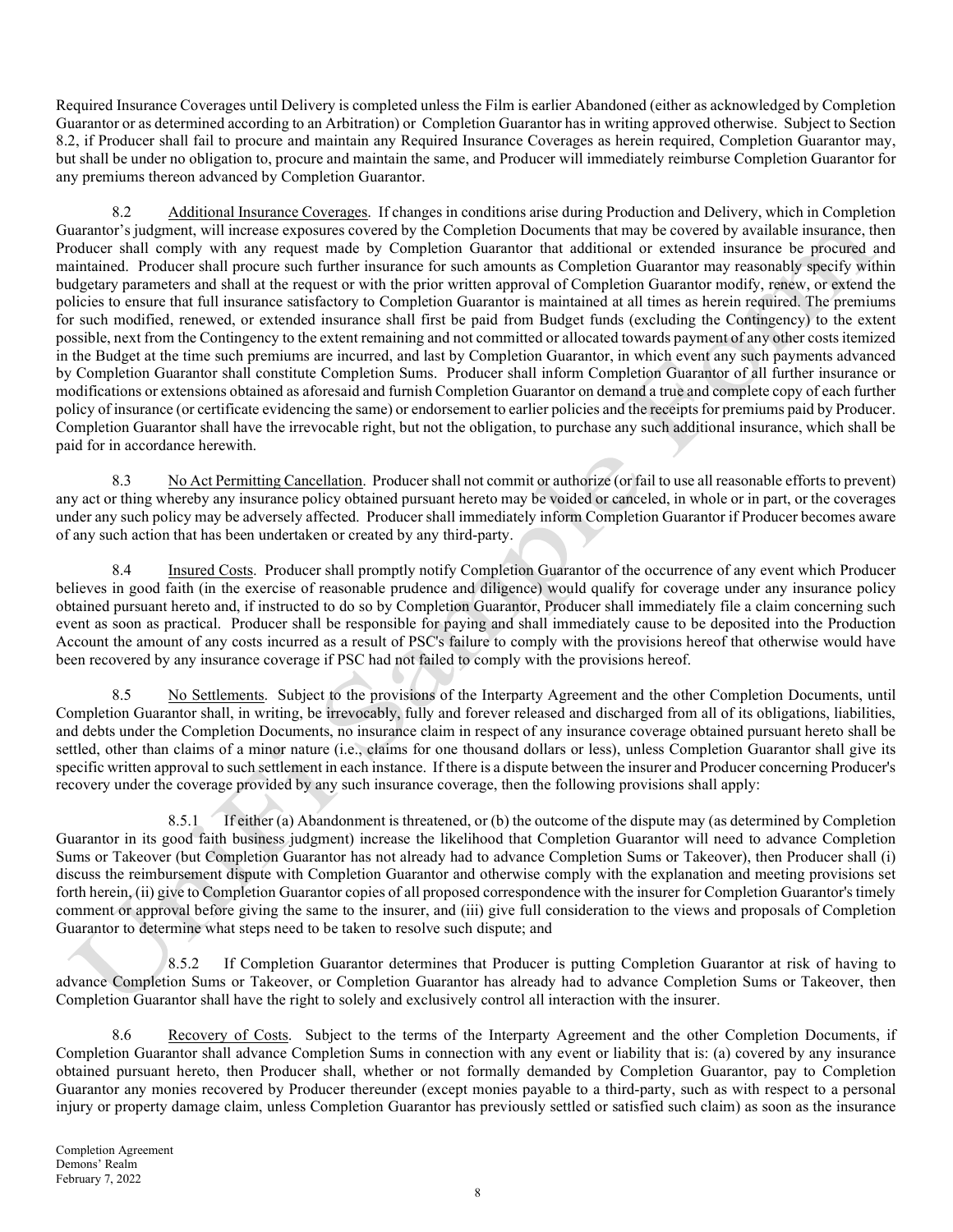Required Insurance Coverages until Delivery is completed unless the Film is earlier Abandoned (either as acknowledged by Completion Guarantor or as determined according to an Arbitration) or Completion Guarantor has in writing approved otherwise. Subject to Section 8.2, if Producer shall fail to procure and maintain any Required Insurance Coverages as herein required, Completion Guarantor may, but shall be under no obligation to, procure and maintain the same, and Producer will immediately reimburse Completion Guarantor for any premiums thereon advanced by Completion Guarantor.

8.2 Additional Insurance Coverages. If changes in conditions arise during Production and Delivery, which in Completion Guarantor's judgment, will increase exposures covered by the Completion Documents that may be covered by available insurance, then Producer shall comply with any request made by Completion Guarantor that additional or extended insurance be procured and maintained. Producer shall procure such further insurance for such amounts as Completion Guarantor may reasonably specify within budgetary parameters and shall at the request or with the prior written approval of Completion Guarantor modify, renew, or extend the policies to ensure that full insurance satisfactory to Completion Guarantor is maintained at all times as herein required. The premiums for such modified, renewed, or extended insurance shall first be paid from Budget funds (excluding the Contingency) to the extent possible, next from the Contingency to the extent remaining and not committed or allocated towards payment of any other costs itemized in the Budget at the time such premiums are incurred, and last by Completion Guarantor, in which event any such payments advanced by Completion Guarantor shall constitute Completion Sums. Producer shall inform Completion Guarantor of all further insurance or modifications or extensions obtained as aforesaid and furnish Completion Guarantor on demand a true and complete copy of each further policy of insurance (or certificate evidencing the same) or endorsement to earlier policies and the receipts for premiums paid by Producer. Completion Guarantor shall have the irrevocable right, but not the obligation, to purchase any such additional insurance, which shall be paid for in accordance herewith.

8.3 No Act Permitting Cancellation. Producer shall not commit or authorize (or fail to use all reasonable efforts to prevent) any act or thing whereby any insurance policy obtained pursuant hereto may be voided or canceled, in whole or in part, or the coverages under any such policy may be adversely affected. Producer shall immediately inform Completion Guarantor if Producer becomes aware of any such action that has been undertaken or created by any third-party.

8.4 Insured Costs. Producer shall promptly notify Completion Guarantor of the occurrence of any event which Producer believes in good faith (in the exercise of reasonable prudence and diligence) would qualify for coverage under any insurance policy obtained pursuant hereto and, if instructed to do so by Completion Guarantor, Producer shall immediately file a claim concerning such event as soon as practical. Producer shall be responsible for paying and shall immediately cause to be deposited into the Production Account the amount of any costs incurred as a result of PSC's failure to comply with the provisions hereof that otherwise would have been recovered by any insurance coverage if PSC had not failed to comply with the provisions hereof.

8.5 No Settlements. Subject to the provisions of the Interparty Agreement and the other Completion Documents, until Completion Guarantor shall, in writing, be irrevocably, fully and forever released and discharged from all of its obligations, liabilities, and debts under the Completion Documents, no insurance claim in respect of any insurance coverage obtained pursuant hereto shall be settled, other than claims of a minor nature (i.e., claims for one thousand dollars or less), unless Completion Guarantor shall give its specific written approval to such settlement in each instance. If there is a dispute between the insurer and Producer concerning Producer's recovery under the coverage provided by any such insurance coverage, then the following provisions shall apply:

8.5.1 If either (a) Abandonment is threatened, or (b) the outcome of the dispute may (as determined by Completion Guarantor in its good faith business judgment) increase the likelihood that Completion Guarantor will need to advance Completion Sums or Takeover (but Completion Guarantor has not already had to advance Completion Sums or Takeover), then Producer shall (i) discuss the reimbursement dispute with Completion Guarantor and otherwise comply with the explanation and meeting provisions set forth herein, (ii) give to Completion Guarantor copies of all proposed correspondence with the insurer for Completion Guarantor's timely comment or approval before giving the same to the insurer, and (iii) give full consideration to the views and proposals of Completion Guarantor to determine what steps need to be taken to resolve such dispute; and

8.5.2 If Completion Guarantor determines that Producer is putting Completion Guarantor at risk of having to advance Completion Sums or Takeover, or Completion Guarantor has already had to advance Completion Sums or Takeover, then Completion Guarantor shall have the right to solely and exclusively control all interaction with the insurer.

8.6 Recovery of Costs. Subject to the terms of the Interparty Agreement and the other Completion Documents, if Completion Guarantor shall advance Completion Sums in connection with any event or liability that is: (a) covered by any insurance obtained pursuant hereto, then Producer shall, whether or not formally demanded by Completion Guarantor, pay to Completion Guarantor any monies recovered by Producer thereunder (except monies payable to a third-party, such as with respect to a personal injury or property damage claim, unless Completion Guarantor has previously settled or satisfied such claim) as soon as the insurance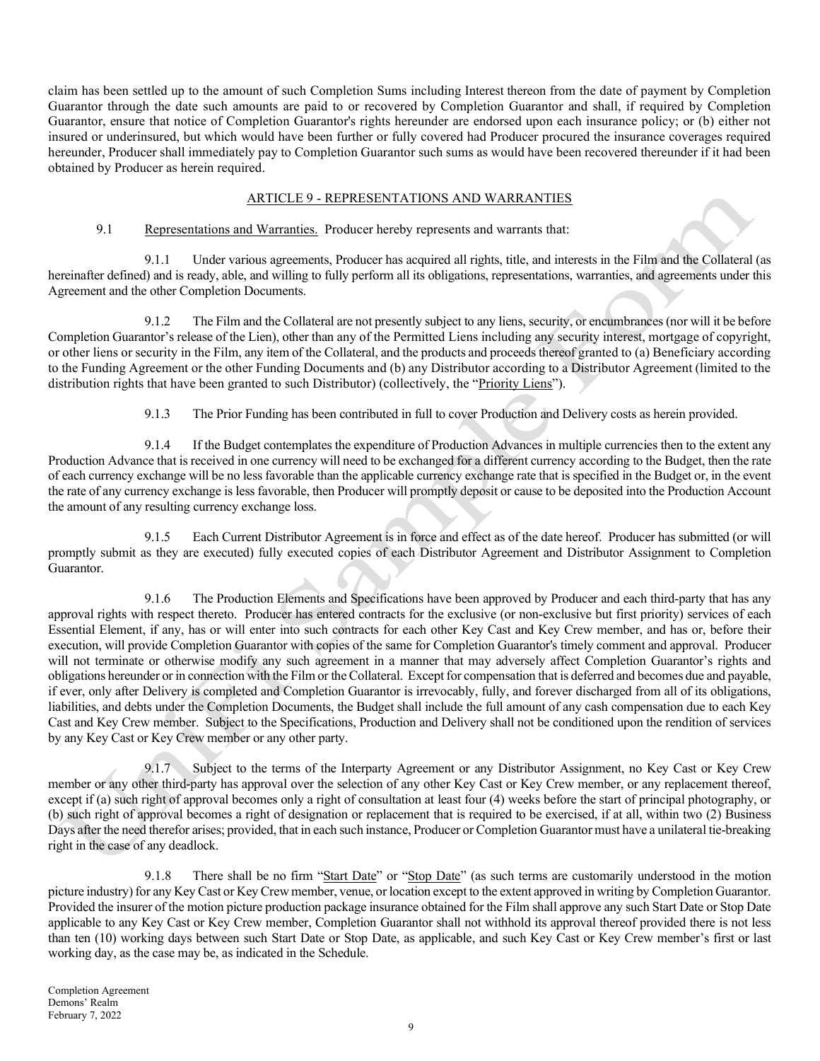claim has been settled up to the amount of such Completion Sums including Interest thereon from the date of payment by Completion Guarantor through the date such amounts are paid to or recovered by Completion Guarantor and shall, if required by Completion Guarantor, ensure that notice of Completion Guarantor's rights hereunder are endorsed upon each insurance policy; or (b) either not insured or underinsured, but which would have been further or fully covered had Producer procured the insurance coverages required hereunder, Producer shall immediately pay to Completion Guarantor such sums as would have been recovered thereunder if it had been obtained by Producer as herein required.

## ARTICLE 9 - REPRESENTATIONS AND WARRANTIES

9.1 Representations and Warranties. Producer hereby represents and warrants that:

9.1.1 Under various agreements, Producer has acquired all rights, title, and interests in the Film and the Collateral (as hereinafter defined) and is ready, able, and willing to fully perform all its obligations, representations, warranties, and agreements under this Agreement and the other Completion Documents.

9.1.2 The Film and the Collateral are not presently subject to any liens, security, or encumbrances (nor will it be before Completion Guarantor's release of the Lien), other than any of the Permitted Liens including any security interest, mortgage of copyright, or other liens or security in the Film, any item of the Collateral, and the products and proceeds thereof granted to (a) Beneficiary according to the Funding Agreement or the other Funding Documents and (b) any Distributor according to a Distributor Agreement (limited to the distribution rights that have been granted to such Distributor) (collectively, the "Priority Liens").

9.1.3 The Prior Funding has been contributed in full to cover Production and Delivery costs as herein provided.

9.1.4 If the Budget contemplates the expenditure of Production Advances in multiple currencies then to the extent any Production Advance that is received in one currency will need to be exchanged for a different currency according to the Budget, then the rate of each currency exchange will be no less favorable than the applicable currency exchange rate that is specified in the Budget or, in the event the rate of any currency exchange is less favorable, then Producer will promptly deposit or cause to be deposited into the Production Account the amount of any resulting currency exchange loss.

9.1.5 Each Current Distributor Agreement is in force and effect as of the date hereof. Producer has submitted (or will promptly submit as they are executed) fully executed copies of each Distributor Agreement and Distributor Assignment to Completion Guarantor.

9.1.6 The Production Elements and Specifications have been approved by Producer and each third-party that has any approval rights with respect thereto. Producer has entered contracts for the exclusive (or non-exclusive but first priority) services of each Essential Element, if any, has or will enter into such contracts for each other Key Cast and Key Crew member, and has or, before their execution, will provide Completion Guarantor with copies of the same for Completion Guarantor's timely comment and approval. Producer will not terminate or otherwise modify any such agreement in a manner that may adversely affect Completion Guarantor's rights and obligations hereunder or in connection with the Film or the Collateral. Except for compensation that is deferred and becomes due and payable, if ever, only after Delivery is completed and Completion Guarantor is irrevocably, fully, and forever discharged from all of its obligations, liabilities, and debts under the Completion Documents, the Budget shall include the full amount of any cash compensation due to each Key Cast and Key Crew member. Subject to the Specifications, Production and Delivery shall not be conditioned upon the rendition of services by any Key Cast or Key Crew member or any other party.

9.1.7 Subject to the terms of the Interparty Agreement or any Distributor Assignment, no Key Cast or Key Crew member or any other third-party has approval over the selection of any other Key Cast or Key Crew member, or any replacement thereof, except if (a) such right of approval becomes only a right of consultation at least four (4) weeks before the start of principal photography, or (b) such right of approval becomes a right of designation or replacement that is required to be exercised, if at all, within two (2) Business Days after the need therefor arises; provided, that in each such instance, Producer or Completion Guarantor must have a unilateral tie-breaking right in the case of any deadlock.

9.1.8 There shall be no firm "Start Date" or "Stop Date" (as such terms are customarily understood in the motion picture industry) for any Key Cast or Key Crew member, venue, or location except to the extent approved in writing by Completion Guarantor. Provided the insurer of the motion picture production package insurance obtained for the Film shall approve any such Start Date or Stop Date applicable to any Key Cast or Key Crew member, Completion Guarantor shall not withhold its approval thereof provided there is not less than ten (10) working days between such Start Date or Stop Date, as applicable, and such Key Cast or Key Crew member's first or last working day, as the case may be, as indicated in the Schedule.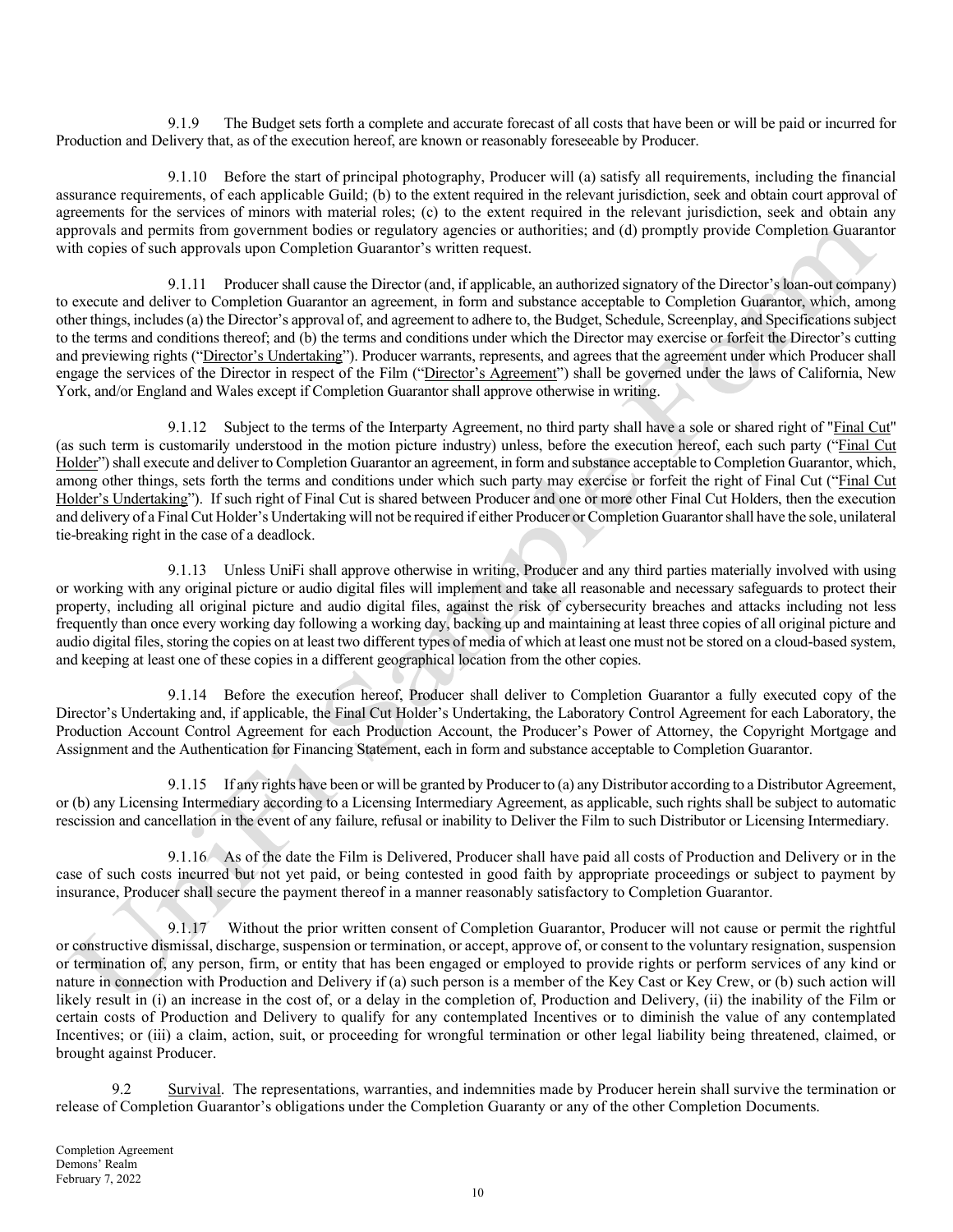9.1.9 The Budget sets forth a complete and accurate forecast of all costs that have been or will be paid or incurred for Production and Delivery that, as of the execution hereof, are known or reasonably foreseeable by Producer.

9.1.10 Before the start of principal photography, Producer will (a) satisfy all requirements, including the financial assurance requirements, of each applicable Guild; (b) to the extent required in the relevant jurisdiction, seek and obtain court approval of agreements for the services of minors with material roles; (c) to the extent required in the relevant jurisdiction, seek and obtain any approvals and permits from government bodies or regulatory agencies or authorities; and (d) promptly provide Completion Guarantor with copies of such approvals upon Completion Guarantor's written request.

9.1.11 Producer shall cause the Director (and, if applicable, an authorized signatory of the Director's loan-out company) to execute and deliver to Completion Guarantor an agreement, in form and substance acceptable to Completion Guarantor, which, among other things, includes (a) the Director's approval of, and agreement to adhere to, the Budget, Schedule, Screenplay, and Specifications subject to the terms and conditions thereof; and (b) the terms and conditions under which the Director may exercise or forfeit the Director's cutting and previewing rights ("Director's Undertaking"). Producer warrants, represents, and agrees that the agreement under which Producer shall engage the services of the Director in respect of the Film ("Director's Agreement") shall be governed under the laws of California, New York, and/or England and Wales except if Completion Guarantor shall approve otherwise in writing.

9.1.12 Subject to the terms of the Interparty Agreement, no third party shall have a sole or shared right of "Final Cut" (as such term is customarily understood in the motion picture industry) unless, before the execution hereof, each such party ("Final Cut Holder") shall execute and deliver to Completion Guarantor an agreement, in form and substance acceptable to Completion Guarantor, which, among other things, sets forth the terms and conditions under which such party may exercise or forfeit the right of Final Cut ("Final Cut Holder's Undertaking"). If such right of Final Cut is shared between Producer and one or more other Final Cut Holders, then the execution and delivery of a Final Cut Holder's Undertaking will not be required if either Producer or Completion Guarantor shall have the sole, unilateral tie-breaking right in the case of a deadlock.

9.1.13 Unless UniFi shall approve otherwise in writing, Producer and any third parties materially involved with using or working with any original picture or audio digital files will implement and take all reasonable and necessary safeguards to protect their property, including all original picture and audio digital files, against the risk of cybersecurity breaches and attacks including not less frequently than once every working day following a working day, backing up and maintaining at least three copies of all original picture and audio digital files, storing the copies on at least two different types of media of which at least one must not be stored on a cloud-based system, and keeping at least one of these copies in a different geographical location from the other copies.

9.1.14 Before the execution hereof, Producer shall deliver to Completion Guarantor a fully executed copy of the Director's Undertaking and, if applicable, the Final Cut Holder's Undertaking, the Laboratory Control Agreement for each Laboratory, the Production Account Control Agreement for each Production Account, the Producer's Power of Attorney, the Copyright Mortgage and Assignment and the Authentication for Financing Statement, each in form and substance acceptable to Completion Guarantor.

9.1.15 If any rights have been or will be granted by Producer to (a) any Distributor according to a Distributor Agreement, or (b) any Licensing Intermediary according to a Licensing Intermediary Agreement, as applicable, such rights shall be subject to automatic rescission and cancellation in the event of any failure, refusal or inability to Deliver the Film to such Distributor or Licensing Intermediary.

9.1.16 As of the date the Film is Delivered, Producer shall have paid all costs of Production and Delivery or in the case of such costs incurred but not yet paid, or being contested in good faith by appropriate proceedings or subject to payment by insurance, Producer shall secure the payment thereof in a manner reasonably satisfactory to Completion Guarantor.

9.1.17 Without the prior written consent of Completion Guarantor, Producer will not cause or permit the rightful or constructive dismissal, discharge, suspension or termination, or accept, approve of, or consent to the voluntary resignation, suspension or termination of, any person, firm, or entity that has been engaged or employed to provide rights or perform services of any kind or nature in connection with Production and Delivery if (a) such person is a member of the Key Cast or Key Crew, or (b) such action will likely result in (i) an increase in the cost of, or a delay in the completion of, Production and Delivery, (ii) the inability of the Film or certain costs of Production and Delivery to qualify for any contemplated Incentives or to diminish the value of any contemplated Incentives; or (iii) a claim, action, suit, or proceeding for wrongful termination or other legal liability being threatened, claimed, or brought against Producer.

9.2 Survival. The representations, warranties, and indemnities made by Producer herein shall survive the termination or release of Completion Guarantor's obligations under the Completion Guaranty or any of the other Completion Documents.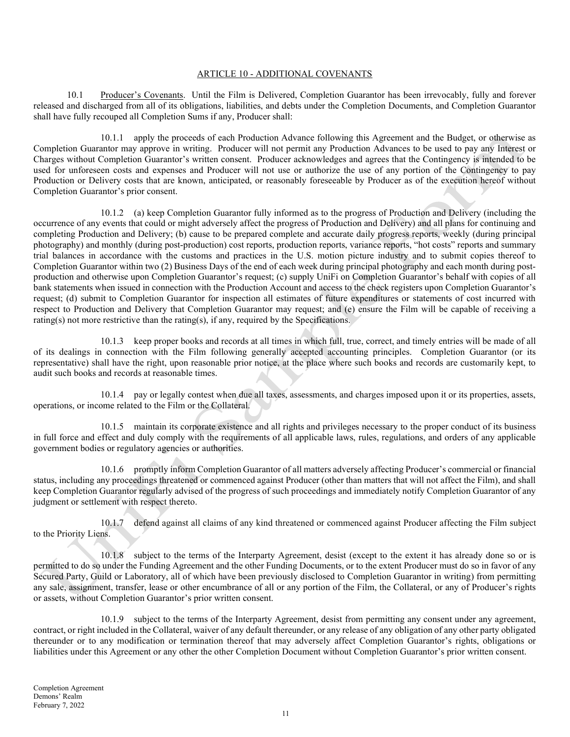## ARTICLE 10 - ADDITIONAL COVENANTS

10.1 Producer's Covenants. Until the Film is Delivered, Completion Guarantor has been irrevocably, fully and forever released and discharged from all of its obligations, liabilities, and debts under the Completion Documents, and Completion Guarantor shall have fully recouped all Completion Sums if any, Producer shall:

10.1.1 apply the proceeds of each Production Advance following this Agreement and the Budget, or otherwise as Completion Guarantor may approve in writing. Producer will not permit any Production Advances to be used to pay any Interest or Charges without Completion Guarantor's written consent. Producer acknowledges and agrees that the Contingency is intended to be used for unforeseen costs and expenses and Producer will not use or authorize the use of any portion of the Contingency to pay Production or Delivery costs that are known, anticipated, or reasonably foreseeable by Producer as of the execution hereof without Completion Guarantor's prior consent.

10.1.2 (a) keep Completion Guarantor fully informed as to the progress of Production and Delivery (including the occurrence of any events that could or might adversely affect the progress of Production and Delivery) and all plans for continuing and completing Production and Delivery; (b) cause to be prepared complete and accurate daily progress reports, weekly (during principal photography) and monthly (during post-production) cost reports, production reports, variance reports, "hot costs" reports and summary trial balances in accordance with the customs and practices in the U.S. motion picture industry and to submit copies thereof to Completion Guarantor within two (2) Business Days of the end of each week during principal photography and each month during post-production and otherwise upon Completion Guarantor's request; (c) supply UniFi on Completion Guarantor's behalf with copies of all bank statements when issued in connection with the Production Account and access to the check registers upon Completion Guarantor's request; (d) submit to Completion Guarantor for inspection all estimates of future expenditures or statements of cost incurred with respect to Production and Delivery that Completion Guarantor may request; and (e) ensure the Film will be capable of receiving a rating(s) not more restrictive than the rating(s), if any, required by the Specifications.

10.1.3 keep proper books and records at all times in which full, true, correct, and timely entries will be made of all of its dealings in connection with the Film following generally accepted accounting principles. Completion Guarantor (or its representative) shall have the right, upon reasonable prior notice, at the place where such books and records are customarily kept, to audit such books and records at reasonable times.

10.1.4 pay or legally contest when due all taxes, assessments, and charges imposed upon it or its properties, assets, operations, or income related to the Film or the Collateral.

10.1.5 maintain its corporate existence and all rights and privileges necessary to the proper conduct of its business in full force and effect and duly comply with the requirements of all applicable laws, rules, regulations, and orders of any applicable government bodies or regulatory agencies or authorities.

10.1.6 promptly inform Completion Guarantor of all matters adversely affecting Producer's commercial or financial status, including any proceedings threatened or commenced against Producer (other than matters that will not affect the Film), and shall keep Completion Guarantor regularly advised of the progress of such proceedings and immediately notify Completion Guarantor of any judgment or settlement with respect thereto.

10.1.7 defend against all claims of any kind threatened or commenced against Producer affecting the Film subject to the Priority Liens.

10.1.8 subject to the terms of the Interparty Agreement, desist (except to the extent it has already done so or is permitted to do so under the Funding Agreement and the other Funding Documents, or to the extent Producer must do so in favor of any Secured Party, Guild or Laboratory, all of which have been previously disclosed to Completion Guarantor in writing) from permitting any sale, assignment, transfer, lease or other encumbrance of all or any portion of the Film, the Collateral, or any of Producer's rights or assets, without Completion Guarantor's prior written consent.

10.1.9 subject to the terms of the Interparty Agreement, desist from permitting any consent under any agreement, contract, or right included in the Collateral, waiver of any default thereunder, or any release of any obligation of any other party obligated thereunder or to any modification or termination thereof that may adversely affect Completion Guarantor's rights, obligations or liabilities under this Agreement or any other the other Completion Document without Completion Guarantor's prior written consent.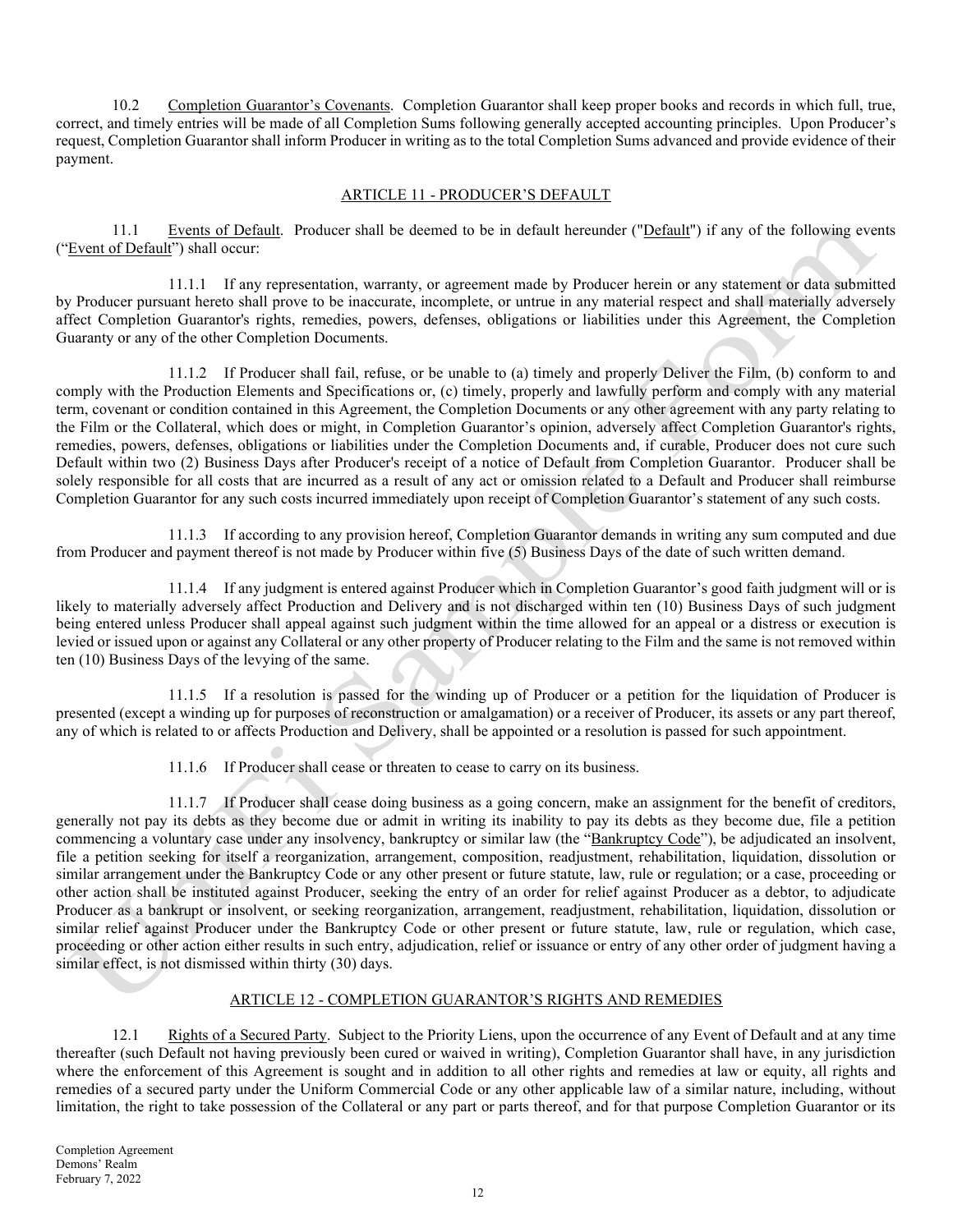10.2 <u>Completion Guarantor's Covenants</u>. Completion Guarantor shall keep proper books and records in which full, true, correct, and timely entries will be made of all Completion Sums following generally accepted accounting principles. Upon Producer's request, Completion Guarantor shall inform Producer in writing as to the total Completion Sums advanced and provide evidence of their payment.

## ARTICLE 11 - PRODUCER'S DEFAULT

11.1 <u>Events of Default</u>. Producer shall be deemed to be in default hereunder ("<u>Default</u>") if any of the following events ("<u>Event of Default</u>") shall occur:

11.1.1 If any representation, warranty, or agreement made by Producer herein or any statement or data submitted by Producer pursuant hereto shall prove to be inaccurate, incomplete, or untrue in any material respect and shall materially adversely affect Completion Guarantor's rights, remedies, powers, defenses, obligations or liabilities under this Agreement, the Completion Guaranty or any of the other Completion Documents.

11.1.2 If Producer shall fail, refuse, or be unable to (a) timely and properly Deliver the Film, (b) conform to and comply with the Production Elements and Specifications or, (c) timely, properly and lawfully perform and comply with any material term, covenant or condition contained in this Agreement, the Completion Documents or any other agreement with any party relating to the Film or the Collateral, which does or might, in Completion Guarantor's opinion, adversely affect Completion Guarantor's rights, remedies, powers, defenses, obligations or liabilities under the Completion Documents and, if curable, Producer does not cure such Default within two (2) Business Days after Producer's receipt of a notice of Default from Completion Guarantor. Producer shall be solely responsible for all costs that are incurred as a result of any act or omission related to a Default and Producer shall reimburse Completion Guarantor for any such costs incurred immediately upon receipt of Completion Guarantor's statement of any such costs.

11.1.3 If according to any provision hereof, Completion Guarantor demands in writing any sum computed and due from Producer and payment thereof is not made by Producer within five (5) Business Days of the date of such written demand.

11.1.4 If any judgment is entered against Producer which in Completion Guarantor's good faith judgment will or is likely to materially adversely affect Production and Delivery and is not discharged within ten (10) Business Days of such judgment being entered unless Producer shall appeal against such judgment within the time allowed for an appeal or a distress or execution is levied or issued upon or against any Collateral or any other property of Producer relating to the Film and the same is not removed within ten (10) Business Days of the levying of the same.

11.1.5 If a resolution is passed for the winding up of Producer or a petition for the liquidation of Producer is presented (except a winding up for purposes of reconstruction or amalgamation) or a receiver of Producer, its assets or any part thereof, any of which is related to or affects Production and Delivery, shall be appointed or a resolution is passed for such appointment.

11.1.6 If Producer shall cease or threaten to cease to carry on its business.

11.1.7 If Producer shall cease doing business as a going concern, make an assignment for the benefit of creditors, generally not pay its debts as they become due or admit in writing its inability to pay its debts as they become due, file a petition commencing a voluntary case under any insolvency, bankruptcy or similar law (the "<u>Bankruptcy Code</u>"), be adjudicated an insolvent, file a petition seeking for itself a reorganization, arrangement, composition, readjustment, rehabilitation, liquidation, dissolution or similar arrangement under the Bankruptcy Code or any other present or future statute, law, rule or regulation; or a case, proceeding or other action shall be instituted against Producer, seeking the entry of an order for relief against Producer as a debtor, to adjudicate Producer as a bankrupt or insolvent, or seeking reorganization, arrangement, readjustment, rehabilitation, liquidation, dissolution or similar relief against Producer under the Bankruptcy Code or other present or future statute, law, rule or regulation, which case, proceeding or other action either results in such entry, adjudication, relief or issuance or entry of any other order of judgment having a similar effect, is not dismissed within thirty (30) days.

## ARTICLE 12 - COMPLETION GUARANTOR'S RIGHTS AND REMEDIES

12.1 <u>Rights of a Secured Party</u>. Subject to the Priority Liens, upon the occurrence of any Event of Default and at any time thereafter (such Default not having previously been cured or waived in writing), Completion Guarantor shall have, in any jurisdiction where the enforcement of this Agreement is sought and in addition to all other rights and remedies at law or equity, all rights and remedies of a secured party under the Uniform Commercial Code or any other applicable law of a similar nature, including, without limitation, the right to take possession of the Collateral or any part or parts thereof, and for that purpose Completion Guarantor or its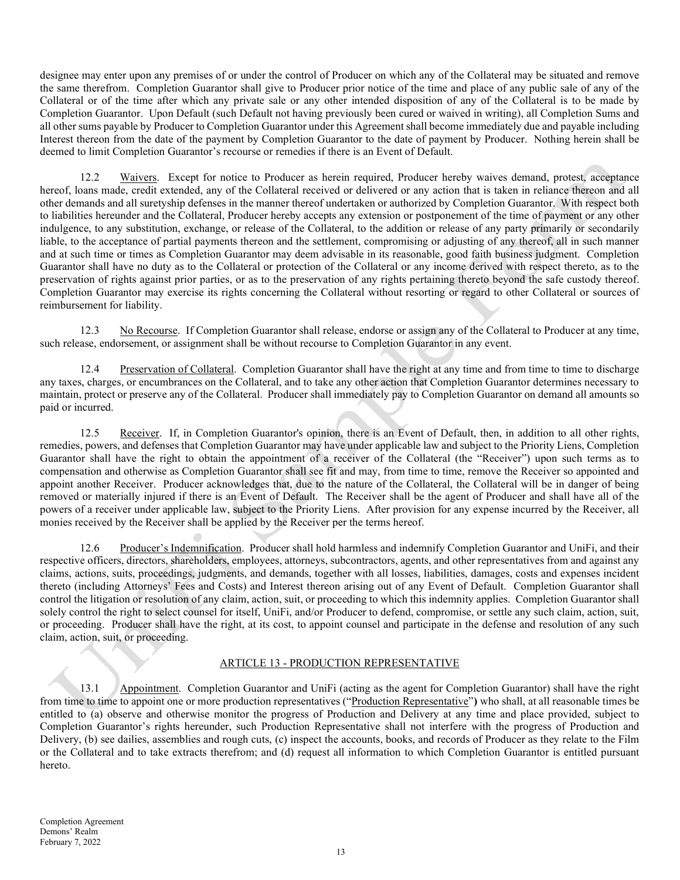designee may enter upon any premises of or under the control of Producer on which any of the Collateral may be situated and remove the same therefrom. Completion Guarantor shall give to Producer prior notice of the time and place of any public sale of any of the Collateral or of the time after which any private sale or any other intended disposition of any of the Collateral is to be made by Completion Guarantor. Upon Default (such Default not having previously been cured or waived in writing), all Completion Sums and all other sums payable by Producer to Completion Guarantor under this Agreement shall become immediately due and payable including Interest thereon from the date of the payment by Completion Guarantor to the date of payment by Producer. Nothing herein shall be deemed to limit Completion Guarantor's recourse or remedies if there is an Event of Default.

12.2 Waivers. Except for notice to Producer as herein required, Producer hereby waives demand, protest, acceptance hereof, loans made, credit extended, any of the Collateral received or delivered or any action that is taken in reliance thereon and all other demands and all suretyship defenses in the manner thereof undertaken or authorized by Completion Guarantor. With respect both to liabilities hereunder and the Collateral, Producer hereby accepts any extension or postponement of the time of payment or any other indulgence, to any substitution, exchange, or release of the Collateral, to the addition or release of any party primarily or secondarily liable, to the acceptance of partial payments thereon and the settlement, compromising or adjusting of any thereof, all in such manner and at such time or times as Completion Guarantor may deem advisable in its reasonable, good faith business judgment. Completion Guarantor shall have no duty as to the Collateral or protection of the Collateral or any income derived with respect thereto, as to the preservation of rights against prior parties, or as to the preservation of any rights pertaining thereto beyond the safe custody thereof. Completion Guarantor may exercise its rights concerning the Collateral without resorting or regard to other Collateral or sources of reimbursement for liability.

12.3 No Recourse. If Completion Guarantor shall release, endorse or assign any of the Collateral to Producer at any time, such release, endorsement, or assignment shall be without recourse to Completion Guarantor in any event.

12.4 Preservation of Collateral. Completion Guarantor shall have the right at any time and from time to time to discharge any taxes, charges, or encumbrances on the Collateral, and to take any other action that Completion Guarantor determines necessary to maintain, protect or preserve any of the Collateral. Producer shall immediately pay to Completion Guarantor on demand all amounts so paid or incurred.

12.5 Receiver. If, in Completion Guarantor's opinion, there is an Event of Default, then, in addition to all other rights, remedies, powers, and defenses that Completion Guarantor may have under applicable law and subject to the Priority Liens, Completion Guarantor shall have the right to obtain the appointment of a receiver of the Collateral (the "Receiver") upon such terms as to compensation and otherwise as Completion Guarantor shall see fit and may, from time to time, remove the Receiver so appointed and appoint another Receiver. Producer acknowledges that, due to the nature of the Collateral, the Collateral will be in danger of being removed or materially injured if there is an Event of Default. The Receiver shall be the agent of Producer and shall have all of the powers of a receiver under applicable law, subject to the Priority Liens. After provision for any expense incurred by the Receiver, all monies received by the Receiver shall be applied by the Receiver per the terms hereof.

12.6 Producer's Indemnification. Producer shall hold harmless and indemnify Completion Guarantor and UniFi, and their respective officers, directors, shareholders, employees, attorneys, subcontractors, agents, and other representatives from and against any claims, actions, suits, proceedings, judgments, and demands, together with all losses, liabilities, damages, costs and expenses incident thereto (including Attorneys' Fees and Costs) and Interest thereon arising out of any Event of Default. Completion Guarantor shall control the litigation or resolution of any claim, action, suit, or proceeding to which this indemnity applies. Completion Guarantor shall solely control the right to select counsel for itself, UniFi, and/or Producer to defend, compromise, or settle any such claim, action, suit, or proceeding. Producer shall have the right, at its cost, to appoint counsel and participate in the defense and resolution of any such claim, action, suit, or proceeding.

## ARTICLE 13 - PRODUCTION REPRESENTATIVE

13.1 Appointment. Completion Guarantor and UniFi (acting as the agent for Completion Guarantor) shall have the right from time to time to appoint one or more production representatives ("Production Representative") who shall, at all reasonable times be entitled to (a) observe and otherwise monitor the progress of Production and Delivery at any time and place provided, subject to Completion Guarantor's rights hereunder, such Production Representative shall not interfere with the progress of Production and Delivery, (b) see dailies, assemblies and rough cuts, (c) inspect the accounts, books, and records of Producer as they relate to the Film or the Collateral and to take extracts therefrom; and (d) request all information to which Completion Guarantor is entitled pursuant hereto.

Completion Agreement
Demons' Realm
February 7, 2022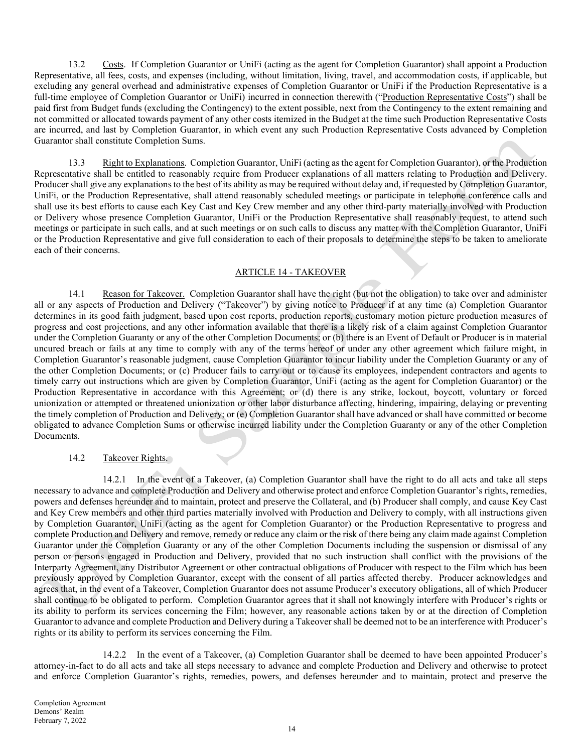13.2 Costs. If Completion Guarantor or UniFi (acting as the agent for Completion Guarantor) shall appoint a Production Representative, all fees, costs, and expenses (including, without limitation, living, travel, and accommodation costs, if applicable, but excluding any general overhead and administrative expenses of Completion Guarantor or UniFi if the Production Representative is a full-time employee of Completion Guarantor or UniFi) incurred in connection therewith ("Production Representative Costs") shall be paid first from Budget funds (excluding the Contingency) to the extent possible, next from the Contingency to the extent remaining and not committed or allocated towards payment of any other costs itemized in the Budget at the time such Production Representative Costs are incurred, and last by Completion Guarantor, in which event any such Production Representative Costs advanced by Completion Guarantor shall constitute Completion Sums.

13.3 Right to Explanations. Completion Guarantor, UniFi (acting as the agent for Completion Guarantor), or the Production Representative shall be entitled to reasonably require from Producer explanations of all matters relating to Production and Delivery. Producer shall give any explanations to the best of its ability as may be required without delay and, if requested by Completion Guarantor, UniFi, or the Production Representative, shall attend reasonably scheduled meetings or participate in telephone conference calls and shall use its best efforts to cause each Key Cast and Key Crew member and any other third-party materially involved with Production or Delivery whose presence Completion Guarantor, UniFi or the Production Representative shall reasonably request, to attend such meetings or participate in such calls, and at such meetings or on such calls to discuss any matter with the Completion Guarantor, UniFi or the Production Representative and give full consideration to each of their proposals to determine the steps to be taken to ameliorate each of their concerns.

## ARTICLE 14 - TAKEOVER

14.1 Reason for Takeover. Completion Guarantor shall have the right (but not the obligation) to take over and administer all or any aspects of Production and Delivery ("Takeover") by giving notice to Producer if at any time (a) Completion Guarantor determines in its good faith judgment, based upon cost reports, production reports, customary motion picture production measures of progress and cost projections, and any other information available that there is a likely risk of a claim against Completion Guarantor under the Completion Guaranty or any of the other Completion Documents; or (b) there is an Event of Default or Producer is in material uncured breach or fails at any time to comply with any of the terms hereof or under any other agreement which failure might, in Completion Guarantor's reasonable judgment, cause Completion Guarantor to incur liability under the Completion Guaranty or any of the other Completion Documents; or (c) Producer fails to carry out or to cause its employees, independent contractors and agents to timely carry out instructions which are given by Completion Guarantor, UniFi (acting as the agent for Completion Guarantor) or the Production Representative in accordance with this Agreement; or (d) there is any strike, lockout, boycott, voluntary or forced unionization or attempted or threatened unionization or other labor disturbance affecting, hindering, impairing, delaying or preventing the timely completion of Production and Delivery; or (e) Completion Guarantor shall have advanced or shall have committed or become obligated to advance Completion Sums or otherwise incurred liability under the Completion Guaranty or any of the other Completion Documents.

14.2 Takeover Rights.

14.2.1 In the event of a Takeover, (a) Completion Guarantor shall have the right to do all acts and take all steps necessary to advance and complete Production and Delivery and otherwise protect and enforce Completion Guarantor's rights, remedies, powers and defenses hereunder and to maintain, protect and preserve the Collateral, and (b) Producer shall comply, and cause Key Cast and Key Crew members and other third parties materially involved with Production and Delivery to comply, with all instructions given by Completion Guarantor, UniFi (acting as the agent for Completion Guarantor) or the Production Representative to progress and complete Production and Delivery and remove, remedy or reduce any claim or the risk of there being any claim made against Completion Guarantor under the Completion Guaranty or any of the other Completion Documents including the suspension or dismissal of any person or persons engaged in Production and Delivery, provided that no such instruction shall conflict with the provisions of the Interparty Agreement, any Distributor Agreement or other contractual obligations of Producer with respect to the Film which has been previously approved by Completion Guarantor, except with the consent of all parties affected thereby. Producer acknowledges and agrees that, in the event of a Takeover, Completion Guarantor does not assume Producer's executory obligations, all of which Producer shall continue to be obligated to perform. Completion Guarantor agrees that it shall not knowingly interfere with Producer's rights or its ability to perform its services concerning the Film; however, any reasonable actions taken by or at the direction of Completion Guarantor to advance and complete Production and Delivery during a Takeover shall be deemed not to be an interference with Producer's rights or its ability to perform its services concerning the Film.

14.2.2 In the event of a Takeover, (a) Completion Guarantor shall be deemed to have been appointed Producer's attorney-in-fact to do all acts and take all steps necessary to advance and complete Production and Delivery and otherwise to protect and enforce Completion Guarantor's rights, remedies, powers, and defenses hereunder and to maintain, protect and preserve the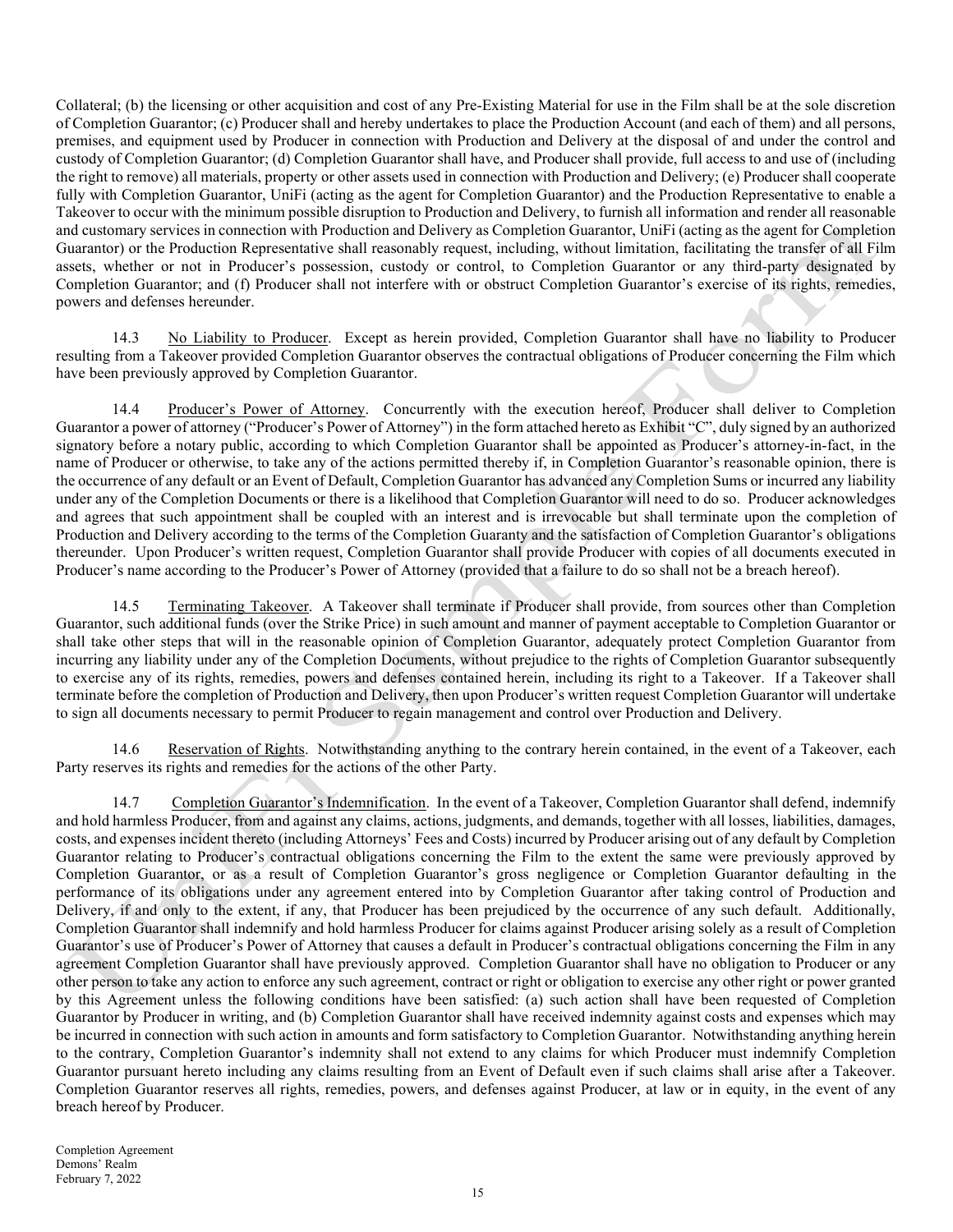Collateral; (b) the licensing or other acquisition and cost of any Pre-Existing Material for use in the Film shall be at the sole discretion of Completion Guarantor; (c) Producer shall and hereby undertakes to place the Production Account (and each of them) and all persons, premises, and equipment used by Producer in connection with Production and Delivery at the disposal of and under the control and custody of Completion Guarantor; (d) Completion Guarantor shall have, and Producer shall provide, full access to and use of (including the right to remove) all materials, property or other assets used in connection with Production and Delivery; (e) Producer shall cooperate fully with Completion Guarantor, UniFi (acting as the agent for Completion Guarantor) and the Production Representative to enable a Takeover to occur with the minimum possible disruption to Production and Delivery, to furnish all information and render all reasonable and customary services in connection with Production and Delivery as Completion Guarantor, UniFi (acting as the agent for Completion Guarantor) or the Production Representative shall reasonably request, including, without limitation, facilitating the transfer of all Film assets, whether or not in Producer's possession, custody or control, to Completion Guarantor or any third-party designated by Completion Guarantor; and (f) Producer shall not interfere with or obstruct Completion Guarantor's exercise of its rights, remedies, powers and defenses hereunder.

14.3 No Liability to Producer. Except as herein provided, Completion Guarantor shall have no liability to Producer resulting from a Takeover provided Completion Guarantor observes the contractual obligations of Producer concerning the Film which have been previously approved by Completion Guarantor.

14.4 Producer's Power of Attorney. Concurrently with the execution hereof, Producer shall deliver to Completion Guarantor a power of attorney ("Producer's Power of Attorney") in the form attached hereto as Exhibit "C", duly signed by an authorized signatory before a notary public, according to which Completion Guarantor shall be appointed as Producer's attorney-in-fact, in the name of Producer or otherwise, to take any of the actions permitted thereby if, in Completion Guarantor's reasonable opinion, there is the occurrence of any default or an Event of Default, Completion Guarantor has advanced any Completion Sums or incurred any liability under any of the Completion Documents or there is a likelihood that Completion Guarantor will need to do so. Producer acknowledges and agrees that such appointment shall be coupled with an interest and is irrevocable but shall terminate upon the completion of Production and Delivery according to the terms of the Completion Guaranty and the satisfaction of Completion Guarantor's obligations thereunder. Upon Producer's written request, Completion Guarantor shall provide Producer with copies of all documents executed in Producer's name according to the Producer's Power of Attorney (provided that a failure to do so shall not be a breach hereof).

14.5 Terminating Takeover. A Takeover shall terminate if Producer shall provide, from sources other than Completion Guarantor, such additional funds (over the Strike Price) in such amount and manner of payment acceptable to Completion Guarantor or shall take other steps that will in the reasonable opinion of Completion Guarantor, adequately protect Completion Guarantor from incurring any liability under any of the Completion Documents, without prejudice to the rights of Completion Guarantor subsequently to exercise any of its rights, remedies, powers and defenses contained herein, including its right to a Takeover. If a Takeover shall terminate before the completion of Production and Delivery, then upon Producer's written request Completion Guarantor will undertake to sign all documents necessary to permit Producer to regain management and control over Production and Delivery.

14.6 Reservation of Rights. Notwithstanding anything to the contrary herein contained, in the event of a Takeover, each Party reserves its rights and remedies for the actions of the other Party.

14.7 Completion Guarantor's Indemnification. In the event of a Takeover, Completion Guarantor shall defend, indemnify and hold harmless Producer, from and against any claims, actions, judgments, and demands, together with all losses, liabilities, damages, costs, and expenses incident thereto (including Attorneys' Fees and Costs) incurred by Producer arising out of any default by Completion Guarantor relating to Producer's contractual obligations concerning the Film to the extent the same were previously approved by Completion Guarantor, or as a result of Completion Guarantor's gross negligence or Completion Guarantor defaulting in the performance of its obligations under any agreement entered into by Completion Guarantor after taking control of Production and Delivery, if and only to the extent, if any, that Producer has been prejudiced by the occurrence of any such default. Additionally, Completion Guarantor shall indemnify and hold harmless Producer for claims against Producer arising solely as a result of Completion Guarantor's use of Producer's Power of Attorney that causes a default in Producer's contractual obligations concerning the Film in any agreement Completion Guarantor shall have previously approved. Completion Guarantor shall have no obligation to Producer or any other person to take any action to enforce any such agreement, contract or right or obligation to exercise any other right or power granted by this Agreement unless the following conditions have been satisfied: (a) such action shall have been requested of Completion Guarantor by Producer in writing, and (b) Completion Guarantor shall have received indemnity against costs and expenses which may be incurred in connection with such action in amounts and form satisfactory to Completion Guarantor. Notwithstanding anything herein to the contrary, Completion Guarantor's indemnity shall not extend to any claims for which Producer must indemnify Completion Guarantor pursuant hereto including any claims resulting from an Event of Default even if such claims shall arise after a Takeover. Completion Guarantor reserves all rights, remedies, powers, and defenses against Producer, at law or in equity, in the event of any breach hereof by Producer.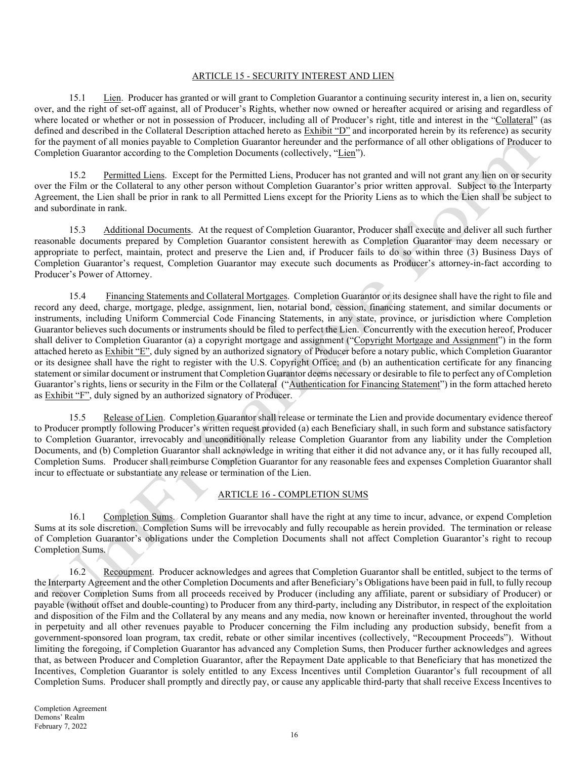## ARTICLE 15 - SECURITY INTEREST AND LIEN

15.1 Lien. Producer has granted or will grant to Completion Guarantor a continuing security interest in, a lien on, security over, and the right of set-off against, all of Producer's Rights, whether now owned or hereafter acquired or arising and regardless of where located or whether or not in possession of Producer, including all of Producer's right, title and interest in the "Collateral" (as defined and described in the Collateral Description attached hereto as Exhibit "D" and incorporated herein by its reference) as security for the payment of all monies payable to Completion Guarantor hereunder and the performance of all other obligations of Producer to Completion Guarantor according to the Completion Documents (collectively, "Lien").

15.2 Permitted Liens. Except for the Permitted Liens, Producer has not granted and will not grant any lien on or security over the Film or the Collateral to any other person without Completion Guarantor's prior written approval. Subject to the Interparty Agreement, the Lien shall be prior in rank to all Permitted Liens except for the Priority Liens as to which the Lien shall be subject to and subordinate in rank.

15.3 Additional Documents. At the request of Completion Guarantor, Producer shall execute and deliver all such further reasonable documents prepared by Completion Guarantor consistent herewith as Completion Guarantor may deem necessary or appropriate to perfect, maintain, protect and preserve the Lien and, if Producer fails to do so within three (3) Business Days of Completion Guarantor's request, Completion Guarantor may execute such documents as Producer's attorney-in-fact according to Producer's Power of Attorney.

15.4 Financing Statements and Collateral Mortgages. Completion Guarantor or its designee shall have the right to file and record any deed, charge, mortgage, pledge, assignment, lien, notarial bond, cession, financing statement, and similar documents or instruments, including Uniform Commercial Code Financing Statements, in any state, province, or jurisdiction where Completion Guarantor believes such documents or instruments should be filed to perfect the Lien. Concurrently with the execution hereof, Producer shall deliver to Completion Guarantor (a) a copyright mortgage and assignment ("Copyright Mortgage and Assignment") in the form attached hereto as Exhibit "E", duly signed by an authorized signatory of Producer before a notary public, which Completion Guarantor or its designee shall have the right to register with the U.S. Copyright Office; and (b) an authentication certificate for any financing statement or similar document or instrument that Completion Guarantor deems necessary or desirable to file to perfect any of Completion Guarantor's rights, liens or security in the Film or the Collateral ("Authentication for Financing Statement") in the form attached hereto as Exhibit "F", duly signed by an authorized signatory of Producer.

15.5 Release of Lien. Completion Guarantor shall release or terminate the Lien and provide documentary evidence thereof to Producer promptly following Producer's written request provided (a) each Beneficiary shall, in such form and substance satisfactory to Completion Guarantor, irrevocably and unconditionally release Completion Guarantor from any liability under the Completion Documents, and (b) Completion Guarantor shall acknowledge in writing that either it did not advance any, or it has fully recouped all, Completion Sums. Producer shall reimburse Completion Guarantor for any reasonable fees and expenses Completion Guarantor shall incur to effectuate or substantiate any release or termination of the Lien.

## ARTICLE 16 - COMPLETION SUMS

16.1 Completion Sums. Completion Guarantor shall have the right at any time to incur, advance, or expend Completion Sums at its sole discretion. Completion Sums will be irrevocably and fully recoupable as herein provided. The termination or release of Completion Guarantor's obligations under the Completion Documents shall not affect Completion Guarantor's right to recoup Completion Sums.

16.2 Recoupment. Producer acknowledges and agrees that Completion Guarantor shall be entitled, subject to the terms of the Interparty Agreement and the other Completion Documents and after Beneficiary's Obligations have been paid in full, to fully recoup and recover Completion Sums from all proceeds received by Producer (including any affiliate, parent or subsidiary of Producer) or payable (without offset and double-counting) to Producer from any third-party, including any Distributor, in respect of the exploitation and disposition of the Film and the Collateral by any means and any media, now known or hereinafter invented, throughout the world in perpetuity and all other revenues payable to Producer concerning the Film including any production subsidy, benefit from a government-sponsored loan program, tax credit, rebate or other similar incentives (collectively, "Recoupment Proceeds"). Without limiting the foregoing, if Completion Guarantor has advanced any Completion Sums, then Producer further acknowledges and agrees that, as between Producer and Completion Guarantor, after the Repayment Date applicable to that Beneficiary that has monetized the Incentives, Completion Guarantor is solely entitled to any Excess Incentives until Completion Guarantor's full recoupment of all Completion Sums. Producer shall promptly and directly pay, or cause any applicable third-party that shall receive Excess Incentives to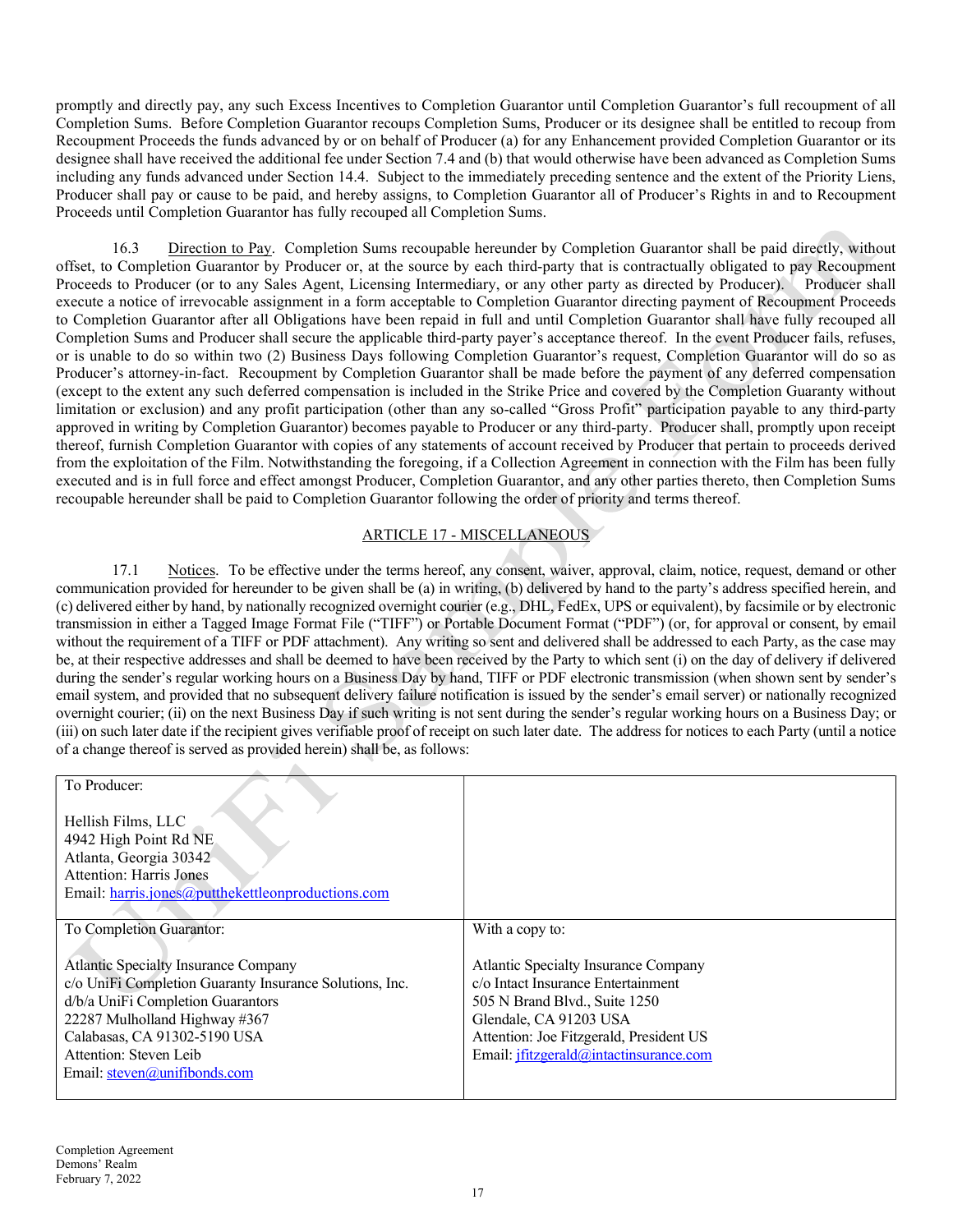promptly and directly pay, any such Excess Incentives to Completion Guarantor until Completion Guarantor's full recoupment of all Completion Sums. Before Completion Guarantor recoups Completion Sums, Producer or its designee shall be entitled to recoup from Recoupment Proceeds the funds advanced by or on behalf of Producer (a) for any Enhancement provided Completion Guarantor or its designee shall have received the additional fee under Section 7.4 and (b) that would otherwise have been advanced as Completion Sums including any funds advanced under Section 14.4. Subject to the immediately preceding sentence and the extent of the Priority Liens, Producer shall pay or cause to be paid, and hereby assigns, to Completion Guarantor all of Producer's Rights in and to Recoupment Proceeds until Completion Guarantor has fully recouped all Completion Sums.

16.3 Direction to Pay. Completion Sums recoupable hereunder by Completion Guarantor shall be paid directly, without offset, to Completion Guarantor by Producer or, at the source by each third-party that is contractually obligated to pay Recoupment Proceeds to Producer (or to any Sales Agent, Licensing Intermediary, or any other party as directed by Producer). Producer shall execute a notice of irrevocable assignment in a form acceptable to Completion Guarantor directing payment of Recoupment Proceeds to Completion Guarantor after all Obligations have been repaid in full and until Completion Guarantor shall have fully recouped all Completion Sums and Producer shall secure the applicable third-party payer's acceptance thereof. In the event Producer fails, refuses, or is unable to do so within two (2) Business Days following Completion Guarantor's request, Completion Guarantor will do so as Producer's attorney-in-fact. Recoupment by Completion Guarantor shall be made before the payment of any deferred compensation (except to the extent any such deferred compensation is included in the Strike Price and covered by the Completion Guaranty without limitation or exclusion) and any profit participation (other than any so-called "Gross Profit" participation payable to any third-party approved in writing by Completion Guarantor) becomes payable to Producer or any third-party. Producer shall, promptly upon receipt thereof, furnish Completion Guarantor with copies of any statements of account received by Producer that pertain to proceeds derived from the exploitation of the Film. Notwithstanding the foregoing, if a Collection Agreement in connection with the Film has been fully executed and is in full force and effect amongst Producer, Completion Guarantor, and any other parties thereto, then Completion Sums recoupable hereunder shall be paid to Completion Guarantor following the order of priority and terms thereof.

## ARTICLE 17 - MISCELLANEOUS

17.1 Notices. To be effective under the terms hereof, any consent, waiver, approval, claim, notice, request, demand or other communication provided for hereunder to be given shall be (a) in writing, (b) delivered by hand to the party's address specified herein, and (c) delivered either by hand, by nationally recognized overnight courier (e.g., DHL, FedEx, UPS or equivalent), by facsimile or by electronic transmission in either a Tagged Image Format File ("TIFF") or Portable Document Format ("PDF") (or, for approval or consent, by email without the requirement of a TIFF or PDF attachment). Any writing so sent and delivered shall be addressed to each Party, as the case may be, at their respective addresses and shall be deemed to have been received by the Party to which sent (i) on the day of delivery if delivered during the sender's regular working hours on a Business Day by hand, TIFF or PDF electronic transmission (when shown sent by sender's email system, and provided that no subsequent delivery failure notification is issued by the sender's email server) or nationally recognized overnight courier; (ii) on the next Business Day if such writing is not sent during the sender's regular working hours on a Business Day; or (iii) on such later date if the recipient gives verifiable proof of receipt on such later date. The address for notices to each Party (until a notice of a change thereof is served as provided herein) shall be, as follows:

| | |
|---|---|
| To Producer:<br><br>Hellish Films, LLC<br>4942 High Point Rd NE<br>Atlanta, Georgia 30342<br>Attention: Harris Jones<br>Email: harris.jones@putthekettleonproductions.com | |
| To Completion Guarantor:<br><br>Atlantic Specialty Insurance Company<br>c/o UniFi Completion Guaranty Insurance Solutions, Inc.<br>d/b/a UniFi Completion Guarantors<br>22287 Mulholland Highway #367<br>Calabasas, CA 91302-5190 USA<br>Attention: Steven Leib<br>Email: steven@unifibonds.com | With a copy to:<br><br>Atlantic Specialty Insurance Company<br>c/o Intact Insurance Entertainment<br>505 N Brand Blvd., Suite 1250<br>Glendale, CA 91203 USA<br>Attention: Joe Fitzgerald, President US<br>Email: jfitzgerald@intactinsurance.com |

Completion Agreement
Demons' Realm
February 7, 2022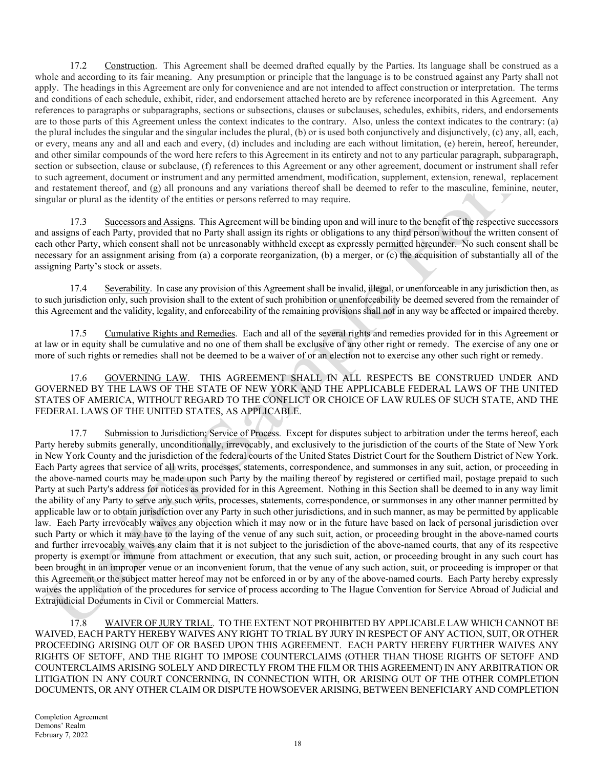17.2 Construction. This Agreement shall be deemed drafted equally by the Parties. Its language shall be construed as a whole and according to its fair meaning. Any presumption or principle that the language is to be construed against any Party shall not apply. The headings in this Agreement are only for convenience and are not intended to affect construction or interpretation. The terms and conditions of each schedule, exhibit, rider, and endorsement attached hereto are by reference incorporated in this Agreement. Any references to paragraphs or subparagraphs, sections or subsections, clauses or subclauses, schedules, exhibits, riders, and endorsements are to those parts of this Agreement unless the context indicates to the contrary. Also, unless the context indicates to the contrary: (a) the plural includes the singular and the singular includes the plural, (b) or is used both conjunctively and disjunctively, (c) any, all, each, or every, means any and all and each and every, (d) includes and including are each without limitation, (e) herein, hereof, hereunder, and other similar compounds of the word here refers to this Agreement in its entirety and not to any particular paragraph, subparagraph, section or subsection, clause or subclause, (f) references to this Agreement or any other agreement, document or instrument shall refer to such agreement, document or instrument and any permitted amendment, modification, supplement, extension, renewal, replacement and restatement thereof, and (g) all pronouns and any variations thereof shall be deemed to refer to the masculine, feminine, neuter, singular or plural as the identity of the entities or persons referred to may require.

17.3 Successors and Assigns. This Agreement will be binding upon and will inure to the benefit of the respective successors and assigns of each Party, provided that no Party shall assign its rights or obligations to any third person without the written consent of each other Party, which consent shall not be unreasonably withheld except as expressly permitted hereunder. No such consent shall be necessary for an assignment arising from (a) a corporate reorganization, (b) a merger, or (c) the acquisition of substantially all of the assigning Party's stock or assets.

17.4 Severability. In case any provision of this Agreement shall be invalid, illegal, or unenforceable in any jurisdiction then, as to such jurisdiction only, such provision shall to the extent of such prohibition or unenforceability be deemed severed from the remainder of this Agreement and the validity, legality, and enforceability of the remaining provisions shall not in any way be affected or impaired thereby.

17.5 Cumulative Rights and Remedies. Each and all of the several rights and remedies provided for in this Agreement or at law or in equity shall be cumulative and no one of them shall be exclusive of any other right or remedy. The exercise of any one or more of such rights or remedies shall not be deemed to be a waiver of or an election not to exercise any other such right or remedy.

17.6 GOVERNING LAW. THIS AGREEMENT SHALL IN ALL RESPECTS BE CONSTRUED UNDER AND GOVERNED BY THE LAWS OF THE STATE OF NEW YORK AND THE APPLICABLE FEDERAL LAWS OF THE UNITED STATES OF AMERICA, WITHOUT REGARD TO THE CONFLICT OR CHOICE OF LAW RULES OF SUCH STATE, AND THE FEDERAL LAWS OF THE UNITED STATES, AS APPLICABLE.

17.7 Submission to Jurisdiction; Service of Process. Except for disputes subject to arbitration under the terms hereof, each Party hereby submits generally, unconditionally, irrevocably, and exclusively to the jurisdiction of the courts of the State of New York in New York County and the jurisdiction of the federal courts of the United States District Court for the Southern District of New York. Each Party agrees that service of all writs, processes, statements, correspondence, and summonses in any suit, action, or proceeding in the above-named courts may be made upon such Party by the mailing thereof by registered or certified mail, postage prepaid to such Party at such Party's address for notices as provided for in this Agreement. Nothing in this Section shall be deemed to in any way limit the ability of any Party to serve any such writs, processes, statements, correspondence, or summonses in any other manner permitted by applicable law or to obtain jurisdiction over any Party in such other jurisdictions, and in such manner, as may be permitted by applicable law. Each Party irrevocably waives any objection which it may now or in the future have based on lack of personal jurisdiction over such Party or which it may have to the laying of the venue of any such suit, action, or proceeding brought in the above-named courts and further irrevocably waives any claim that it is not subject to the jurisdiction of the above-named courts, that any of its respective property is exempt or immune from attachment or execution, that any such suit, action, or proceeding brought in any such court has been brought in an improper venue or an inconvenient forum, that the venue of any such action, suit, or proceeding is improper or that this Agreement or the subject matter hereof may not be enforced in or by any of the above-named courts. Each Party hereby expressly waives the application of the procedures for service of process according to The Hague Convention for Service Abroad of Judicial and Extrajudicial Documents in Civil or Commercial Matters.

17.8 WAIVER OF JURY TRIAL. TO THE EXTENT NOT PROHIBITED BY APPLICABLE LAW WHICH CANNOT BE WAIVED, EACH PARTY HEREBY WAIVES ANY RIGHT TO TRIAL BY JURY IN RESPECT OF ANY ACTION, SUIT, OR OTHER PROCEEDING ARISING OUT OF OR BASED UPON THIS AGREEMENT. EACH PARTY HEREBY FURTHER WAIVES ANY RIGHTS OF SETOFF, AND THE RIGHT TO IMPOSE COUNTERCLAIMS (OTHER THAN THOSE RIGHTS OF SETOFF AND COUNTERCLAIMS ARISING SOLELY AND DIRECTLY FROM THE FILM OR THIS AGREEMENT) IN ANY ARBITRATION OR LITIGATION IN ANY COURT CONCERNING, IN CONNECTION WITH, OR ARISING OUT OF THE OTHER COMPLETION DOCUMENTS, OR ANY OTHER CLAIM OR DISPUTE HOWSOEVER ARISING, BETWEEN BENEFICIARY AND COMPLETION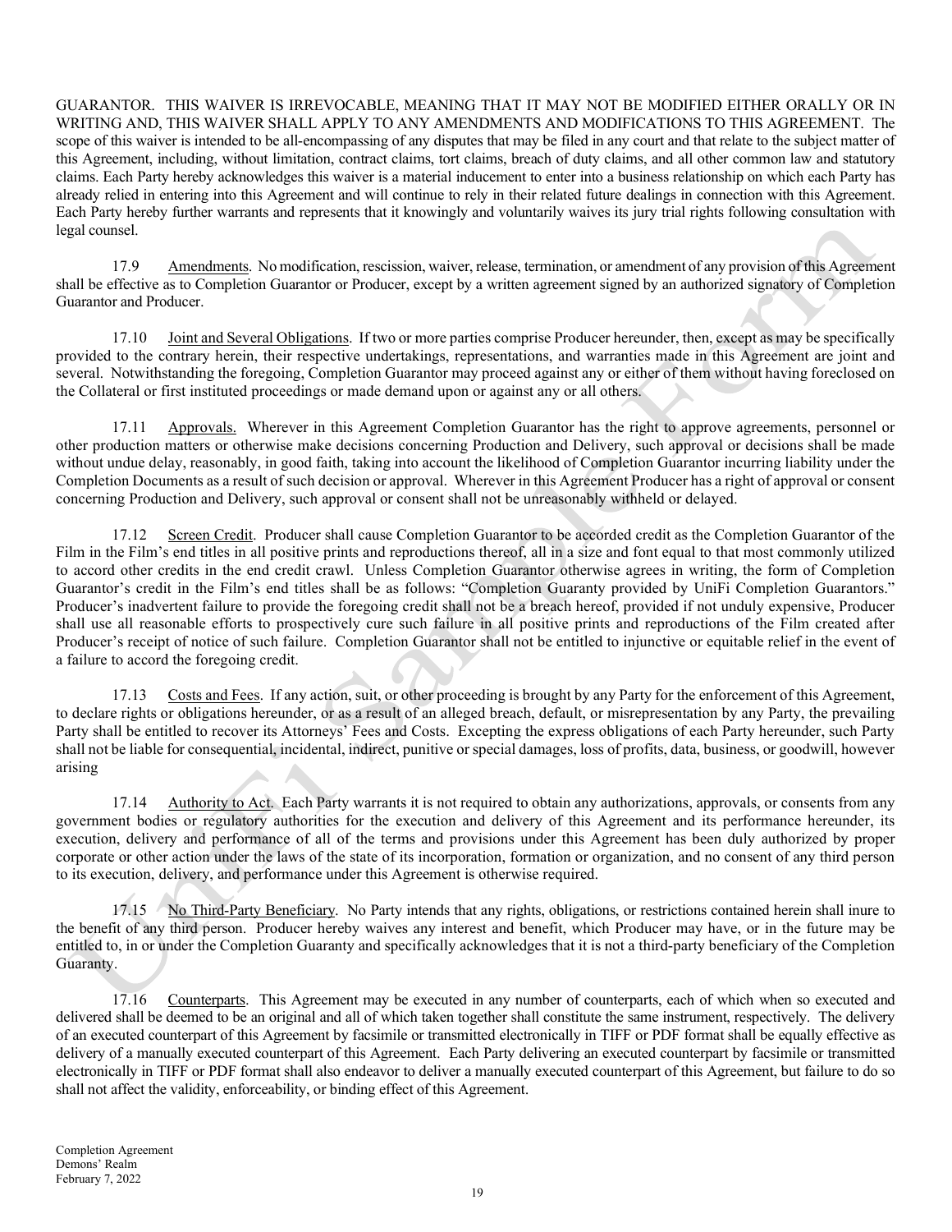GUARANTOR. THIS WAIVER IS IRREVOCABLE, MEANING THAT IT MAY NOT BE MODIFIED EITHER ORALLY OR IN WRITING AND, THIS WAIVER SHALL APPLY TO ANY AMENDMENTS AND MODIFICATIONS TO THIS AGREEMENT. The scope of this waiver is intended to be all-encompassing of any disputes that may be filed in any court and that relate to the subject matter of this Agreement, including, without limitation, contract claims, tort claims, breach of duty claims, and all other common law and statutory claims. Each Party hereby acknowledges this waiver is a material inducement to enter into a business relationship on which each Party has already relied in entering into this Agreement and will continue to rely in their related future dealings in connection with this Agreement. Each Party hereby further warrants and represents that it knowingly and voluntarily waives its jury trial rights following consultation with legal counsel.

17.9 Amendments. No modification, rescission, waiver, release, termination, or amendment of any provision of this Agreement shall be effective as to Completion Guarantor or Producer, except by a written agreement signed by an authorized signatory of Completion Guarantor and Producer.

17.10 Joint and Several Obligations. If two or more parties comprise Producer hereunder, then, except as may be specifically provided to the contrary herein, their respective undertakings, representations, and warranties made in this Agreement are joint and several. Notwithstanding the foregoing, Completion Guarantor may proceed against any or either of them without having foreclosed on the Collateral or first instituted proceedings or made demand upon or against any or all others.

17.11 Approvals. Wherever in this Agreement Completion Guarantor has the right to approve agreements, personnel or other production matters or otherwise make decisions concerning Production and Delivery, such approval or decisions shall be made without undue delay, reasonably, in good faith, taking into account the likelihood of Completion Guarantor incurring liability under the Completion Documents as a result of such decision or approval. Wherever in this Agreement Producer has a right of approval or consent concerning Production and Delivery, such approval or consent shall not be unreasonably withheld or delayed.

17.12 Screen Credit. Producer shall cause Completion Guarantor to be accorded credit as the Completion Guarantor of the Film in the Film's end titles in all positive prints and reproductions thereof, all in a size and font equal to that most commonly utilized to accord other credits in the end credit crawl. Unless Completion Guarantor otherwise agrees in writing, the form of Completion Guarantor's credit in the Film's end titles shall be as follows: "Completion Guaranty provided by UniFi Completion Guarantors." Producer's inadvertent failure to provide the foregoing credit shall not be a breach hereof, provided if not unduly expensive, Producer shall use all reasonable efforts to prospectively cure such failure in all positive prints and reproductions of the Film created after Producer's receipt of notice of such failure. Completion Guarantor shall not be entitled to injunctive or equitable relief in the event of a failure to accord the foregoing credit.

17.13 Costs and Fees. If any action, suit, or other proceeding is brought by any Party for the enforcement of this Agreement, to declare rights or obligations hereunder, or as a result of an alleged breach, default, or misrepresentation by any Party, the prevailing Party shall be entitled to recover its Attorneys' Fees and Costs. Excepting the express obligations of each Party hereunder, such Party shall not be liable for consequential, incidental, indirect, punitive or special damages, loss of profits, data, business, or goodwill, however arising

17.14 Authority to Act. Each Party warrants it is not required to obtain any authorizations, approvals, or consents from any government bodies or regulatory authorities for the execution and delivery of this Agreement and its performance hereunder, its execution, delivery and performance of all of the terms and provisions under this Agreement has been duly authorized by proper corporate or other action under the laws of the state of its incorporation, formation or organization, and no consent of any third person to its execution, delivery, and performance under this Agreement is otherwise required.

17.15 No Third-Party Beneficiary. No Party intends that any rights, obligations, or restrictions contained herein shall inure to the benefit of any third person. Producer hereby waives any interest and benefit, which Producer may have, or in the future may be entitled to, in or under the Completion Guaranty and specifically acknowledges that it is not a third-party beneficiary of the Completion Guaranty.

17.16 Counterparts. This Agreement may be executed in any number of counterparts, each of which when so executed and delivered shall be deemed to be an original and all of which taken together shall constitute the same instrument, respectively. The delivery of an executed counterpart of this Agreement by facsimile or transmitted electronically in TIFF or PDF format shall be equally effective as delivery of a manually executed counterpart of this Agreement. Each Party delivering an executed counterpart by facsimile or transmitted electronically in TIFF or PDF format shall also endeavor to deliver a manually executed counterpart of this Agreement, but failure to do so shall not affect the validity, enforceability, or binding effect of this Agreement.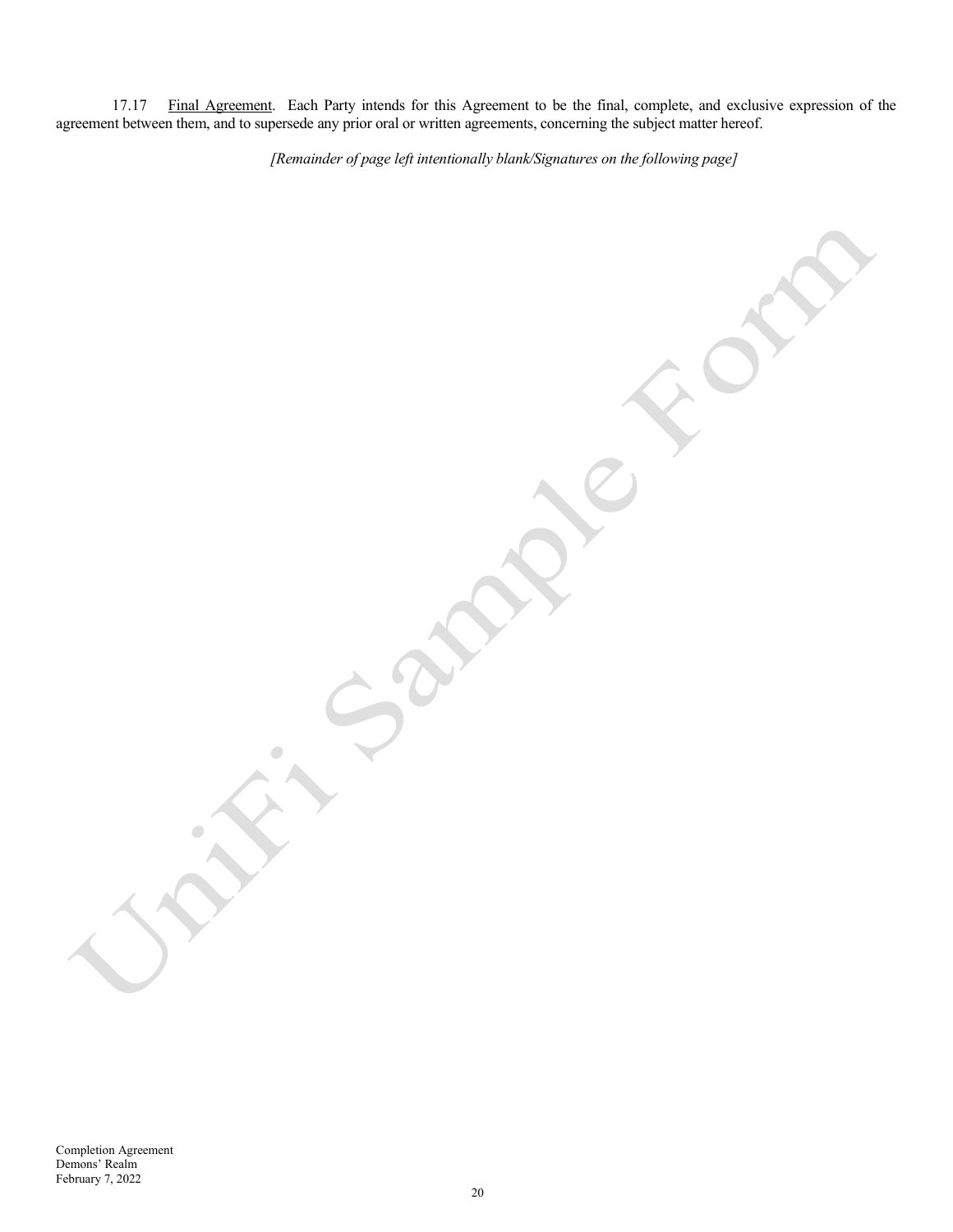17.17 <u>Final Agreement</u>. Each Party intends for this Agreement to be the final, complete, and exclusive expression of the agreement between them, and to supersede any prior oral or written agreements, concerning the subject matter hereof.

*[Remainder of page left intentionally blank/Signatures on the following page]*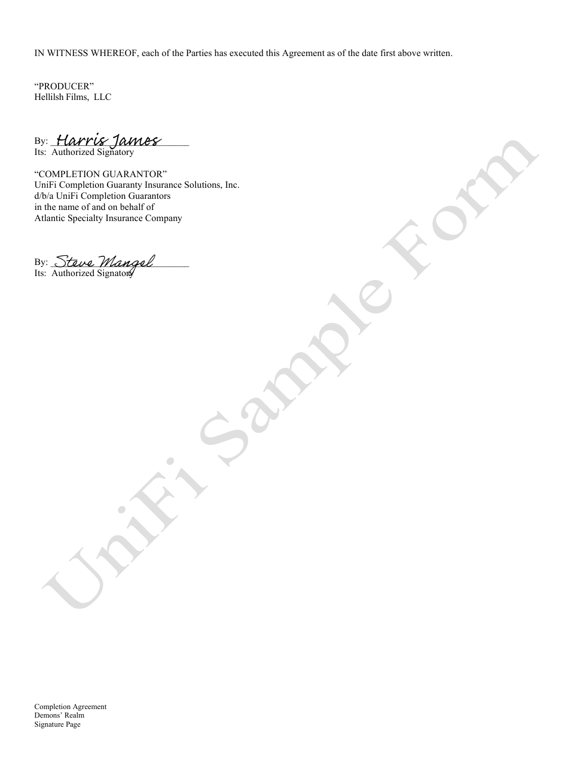IN WITNESS WHEREOF, each of the Parties has executed this Agreement as of the date first above written.

"PRODUCER"
Hellilsh Films, LLC

By: *Harris James*
Its: Authorized Signatory

"COMPLETION GUARANTOR"
UniFi Completion Guaranty Insurance Solutions, Inc.
d/b/a UniFi Completion Guarantors
in the name of and on behalf of
Atlantic Specialty Insurance Company

By: *Steve Mangel*
Its: Authorized Signatory

Completion Agreement
Demons' Realm
Signature Page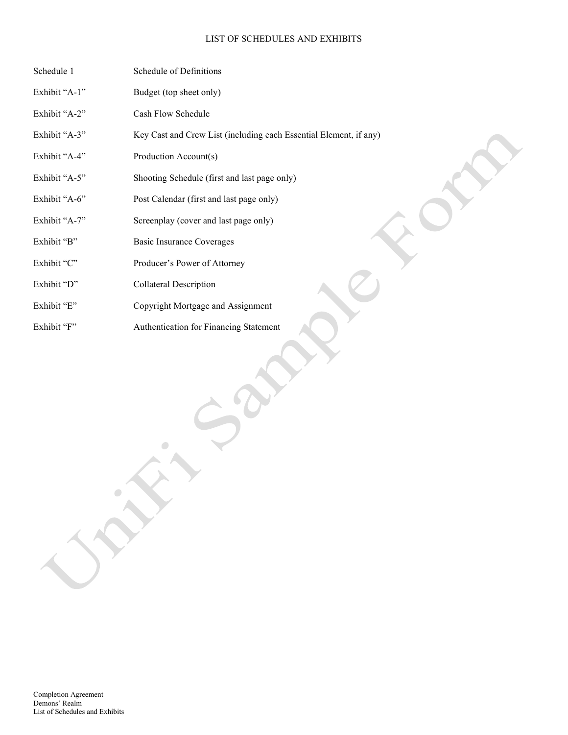# LIST OF SCHEDULES AND EXHIBITS

| | |
|---|---|
| Schedule 1 | Schedule of Definitions |
| Exhibit "A-1" | Budget (top sheet only) |
| Exhibit "A-2" | Cash Flow Schedule |
| Exhibit "A-3" | Key Cast and Crew List (including each Essential Element, if any) |
| Exhibit "A-4" | Production Account(s) |
| Exhibit "A-5" | Shooting Schedule (first and last page only) |
| Exhibit "A-6" | Post Calendar (first and last page only) |
| Exhibit "A-7" | Screenplay (cover and last page only) |
| Exhibit "B" | Basic Insurance Coverages |
| Exhibit "C" | Producer's Power of Attorney |
| Exhibit "D" | Collateral Description |
| Exhibit "E" | Copyright Mortgage and Assignment |
| Exhibit "F" | Authentication for Financing Statement |